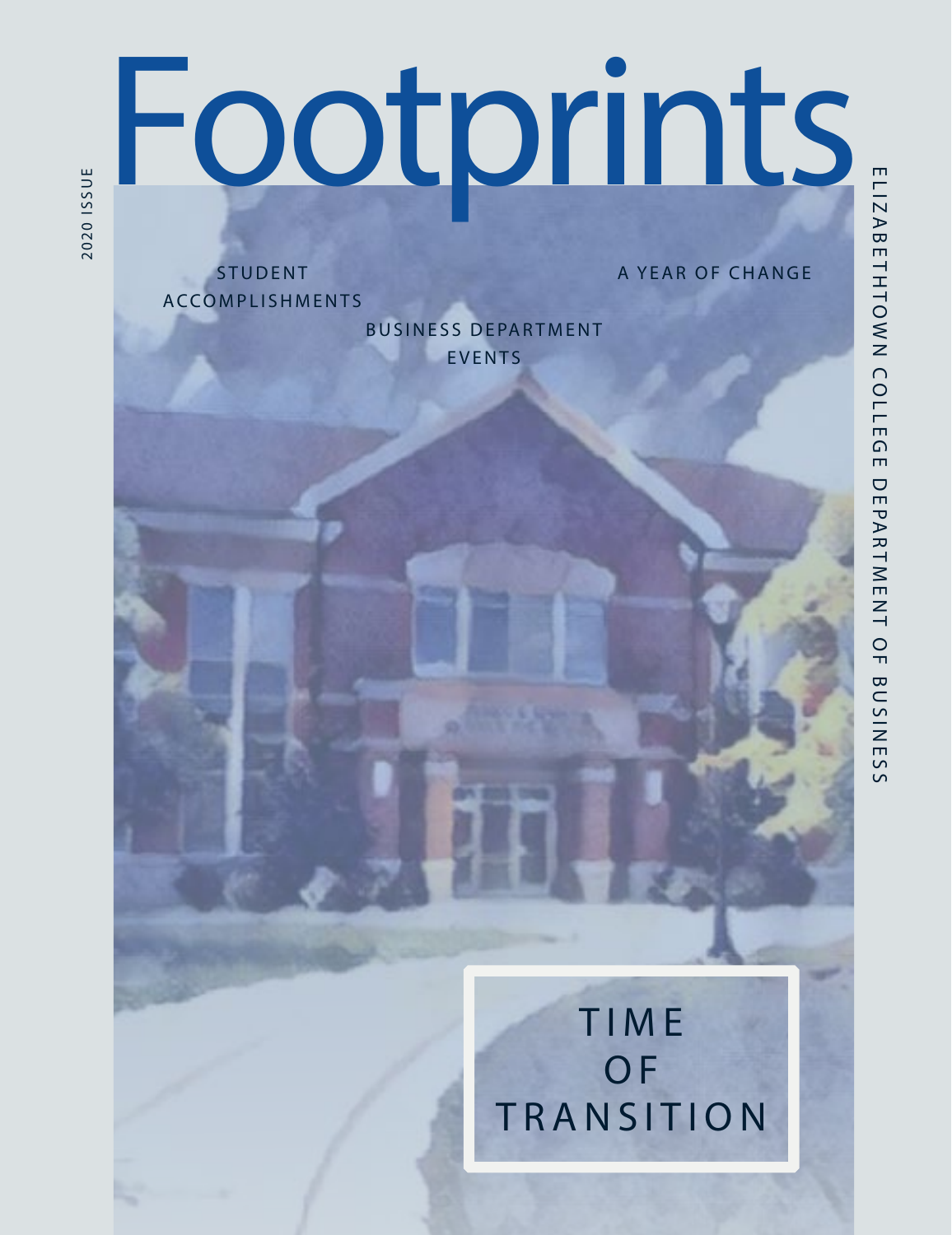# Footprints

2020 ISSUE

ELIZABETHTOWN COLLEGE DEPARTMENT OF BUSINESS

STUDENT ACCOMPLISHMENTS

A YEAR OF CHANGE

BUSINESS DEPARTMENT EVENTS

## TIME OF TRANSITION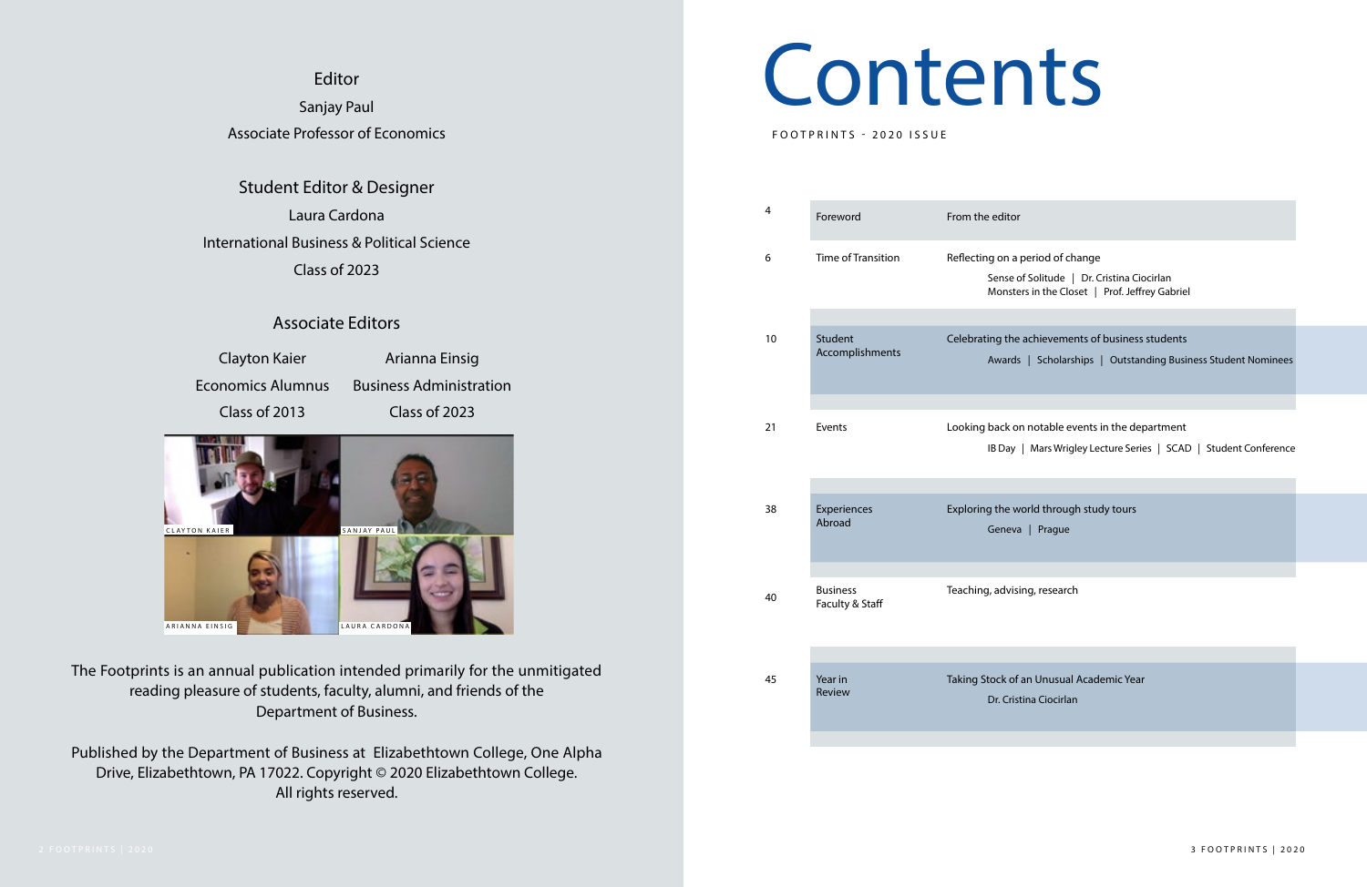Editor

Sanjay Paul

Associate Professor of Economics

Student Editor & Designer

Laura Cardona

International Business & Political Science

Class of 2023

Associate Editors

| Clayton Kaier | Arianna Einsig |
|---|---|
| Economics Alumnus | Business Administration |
| Class of 2013 | Class of 2023 |

CLAYTON KAIER SANJAY PAUL ARIANNA EINSIG LAURA CARDONA

The Footprints is an annual publication intended primarily for the unmitigated reading pleasure of students, faculty, alumni, and friends of the Department of Business.

Published by the Department of Business at Elizabethtown College, One Alpha Drive, Elizabethtown, PA 17022. Copyright © 2020 Elizabethtown College. All rights reserved.

# Contents

FOOTPRINTS - 2020 ISSUE

| Page | Section | Description |
|---|---|---|
| 4 | Foreword | From the editor |
| 6 | Time of Transition | Reflecting on a period of change<br>Sense of Solitude \| Dr. Cristina Ciocirlan<br>Monsters in the Closet \| Prof. Jeffrey Gabriel |
| 10 | Student Accomplishments | Celebrating the achievements of business students<br>Awards \| Scholarships \| Outstanding Business Student Nominees |
| 21 | Events | Looking back on notable events in the department<br>IB Day \| Mars Wrigley Lecture Series \| SCAD \| Student Conference |
| 38 | Experiences Abroad | Exploring the world through study tours<br>Geneva \| Prague |
| 40 | Business Faculty & Staff | Teaching, advising, research |
| 45 | Year in Review | Taking Stock of an Unusual Academic Year<br>Dr. Cristina Ciocirlan |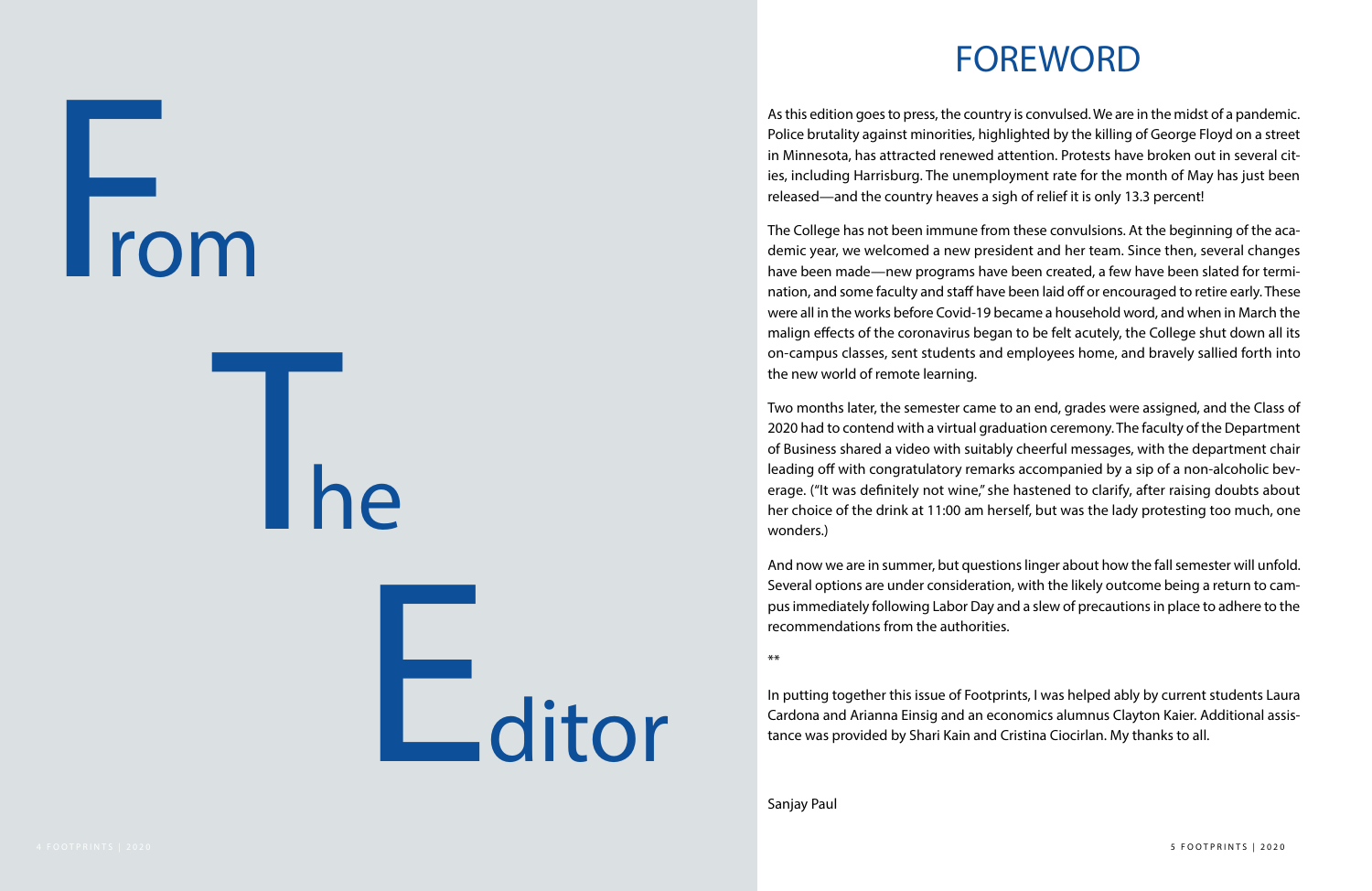# From The Editor

## FOREWORD

As this edition goes to press, the country is convulsed. We are in the midst of a pandemic. Police brutality against minorities, highlighted by the killing of George Floyd on a street in Minnesota, has attracted renewed attention. Protests have broken out in several cities, including Harrisburg. The unemployment rate for the month of May has just been released—and the country heaves a sigh of relief it is only 13.3 percent!

The College has not been immune from these convulsions. At the beginning of the academic year, we welcomed a new president and her team. Since then, several changes have been made—new programs have been created, a few have been slated for termination, and some faculty and staff have been laid off or encouraged to retire early. These were all in the works before Covid-19 became a household word, and when in March the malign effects of the coronavirus began to be felt acutely, the College shut down all its on-campus classes, sent students and employees home, and bravely sallied forth into the new world of remote learning.

Two months later, the semester came to an end, grades were assigned, and the Class of 2020 had to contend with a virtual graduation ceremony. The faculty of the Department of Business shared a video with suitably cheerful messages, with the department chair leading off with congratulatory remarks accompanied by a sip of a non-alcoholic beverage. ("It was definitely not wine," she hastened to clarify, after raising doubts about her choice of the drink at 11:00 am herself, but was the lady protesting too much, one wonders.)

And now we are in summer, but questions linger about how the fall semester will unfold. Several options are under consideration, with the likely outcome being a return to campus immediately following Labor Day and a slew of precautions in place to adhere to the recommendations from the authorities.

**

In putting together this issue of Footprints, I was helped ably by current students Laura Cardona and Arianna Einsig and an economics alumnus Clayton Kaier. Additional assistance was provided by Shari Kain and Cristina Ciocirlan. My thanks to all.

Sanjay Paul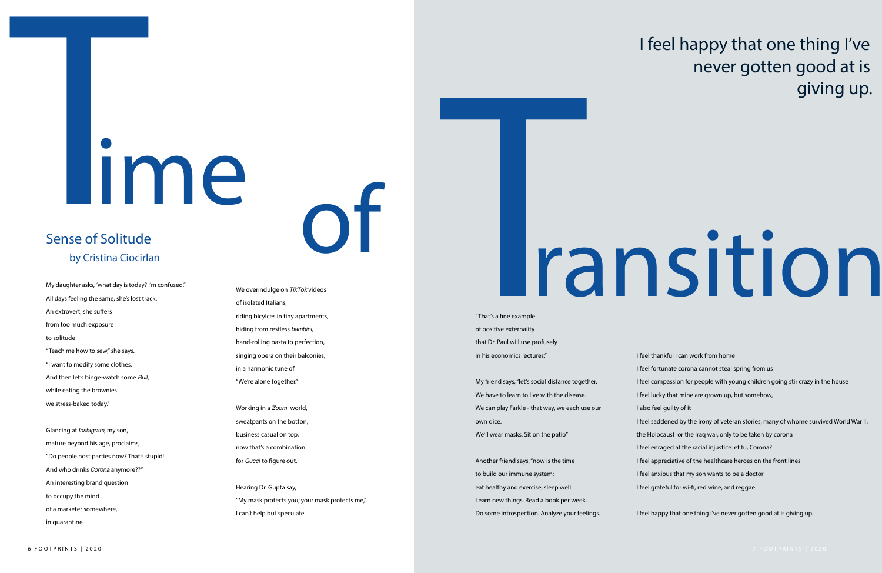# Time of Transition

I feel happy that one thing I've never gotten good at is giving up.

## Sense of Solitude

### by Cristina Ciocirlan

My daughter asks, "what day is today? I'm confused."
All days feeling the same, she's lost track.
An extrovert, she suffers
from too much exposure
to solitude
"Teach me how to sew," she says.
"I want to modify some clothes.
And then let's binge-watch some *Bull*,
while eating the brownies
we stress-baked today."

Glancing at *Instagram*, my son,
mature beyond his age, proclaims,
"Do people host parties now? That's stupid!
And who drinks *Corona* anymore??"
An interesting brand question
to occupy the mind
of a marketer somewhere,
in quarantine.

We overindulge on *TikTok* videos
of isolated Italians,
riding bicycles in tiny apartments,
hiding from restless *bambini*,
hand-rolling pasta to perfection,
singing opera on their balconies,
in a harmonic tune of
"We're alone together."

Working in a *Zoom* world,
sweatpants on the botton,
business casual on top,
now that's a combination
for *Gucci* to figure out.

Hearing Dr. Gupta say,
"My mask protects you; your mask protects me,"
I can't help but speculate
"That's a fine example
of positive externality
that Dr. Paul will use profusely
in his economics lectures."

My friend says, "let's social distance together.
We have to learn to live with the disease.
We can play Farkle - that way, we each use our
own dice.
We'll wear masks. Sit on the patio"

Another friend says, "now is the time
to build our immune system:
eat healthy and exercise, sleep well.
Learn new things. Read a book per week.
Do some introspection. Analyze your feelings.

I feel thankful I can work from home
I feel fortunate corona cannot steal spring from us
I feel compassion for people with young children going stir crazy in the house
I feel lucky that mine are grown up, but somehow,
I also feel guilty of it
I feel saddened by the irony of veteran stories, many of whome survived World War II,
the Holocaust or the Iraq war, only to be taken by corona
I feel enraged at the racial injustice: et tu, Corona?
I feel appreciative of the healthcare heroes on the front lines
I feel anxious that my son wants to be a doctor
I feel grateful for wi-fi, red wine, and reggae.

I feel happy that one thing I've never gotten good at is giving up.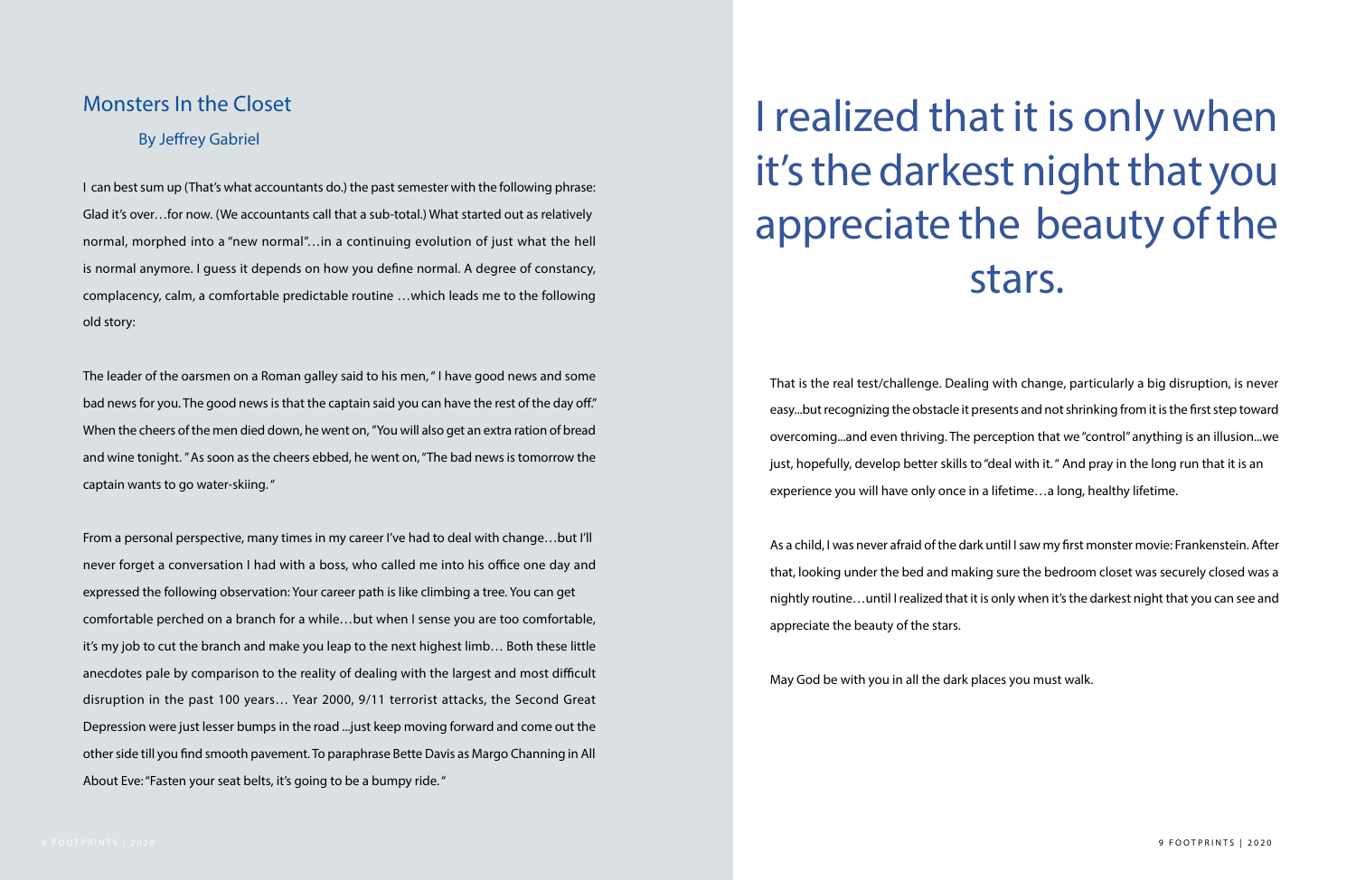## Monsters In the Closet

### By Jeffrey Gabriel

I can best sum up (That's what accountants do.) the past semester with the following phrase: Glad it's over…for now. (We accountants call that a sub-total.) What started out as relatively normal, morphed into a "new normal"…in a continuing evolution of just what the hell is normal anymore. I guess it depends on how you define normal. A degree of constancy, complacency, calm, a comfortable predictable routine …which leads me to the following old story:

The leader of the oarsmen on a Roman galley said to his men, " I have good news and some bad news for you. The good news is that the captain said you can have the rest of the day off." When the cheers of the men died down, he went on, "You will also get an extra ration of bread and wine tonight. " As soon as the cheers ebbed, he went on, "The bad news is tomorrow the captain wants to go water-skiing. "

From a personal perspective, many times in my career I've had to deal with change…but I'll never forget a conversation I had with a boss, who called me into his office one day and expressed the following observation: Your career path is like climbing a tree. You can get comfortable perched on a branch for a while…but when I sense you are too comfortable, it's my job to cut the branch and make you leap to the next highest limb… Both these little anecdotes pale by comparison to the reality of dealing with the largest and most difficult disruption in the past 100 years… Year 2000, 9/11 terrorist attacks, the Second Great Depression were just lesser bumps in the road ...just keep moving forward and come out the other side till you find smooth pavement. To paraphrase Bette Davis as Margo Channing in All About Eve: "Fasten your seat belts, it's going to be a bumpy ride. "

# I realized that it is only when it's the darkest night that you appreciate the beauty of the stars.

That is the real test/challenge. Dealing with change, particularly a big disruption, is never easy...but recognizing the obstacle it presents and not shrinking from it is the first step toward overcoming...and even thriving. The perception that we "control" anything is an illusion...we just, hopefully, develop better skills to "deal with it. " And pray in the long run that it is an experience you will have only once in a lifetime…a long, healthy lifetime.

As a child, I was never afraid of the dark until I saw my first monster movie: Frankenstein. After that, looking under the bed and making sure the bedroom closet was securely closed was a nightly routine…until I realized that it is only when it's the darkest night that you can see and appreciate the beauty of the stars.

May God be with you in all the dark places you must walk.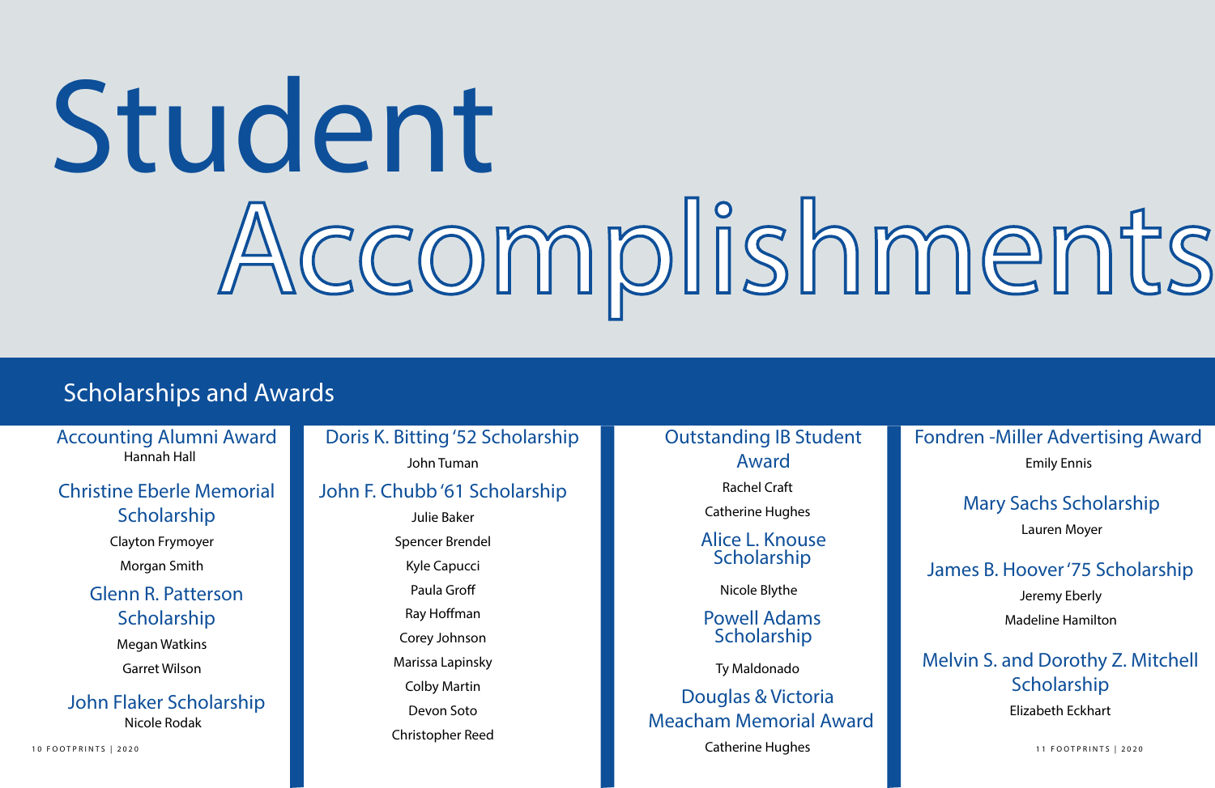# Student Accomplishments

## Scholarships and Awards

### Accounting Alumni Award
Hannah Hall

### Christine Eberle Memorial Scholarship
Clayton Frymoyer

Morgan Smith

### Glenn R. Patterson Scholarship
Megan Watkins

Garret Wilson

### John Flaker Scholarship
Nicole Rodak

### Doris K. Bitting '52 Scholarship
John Tuman

### John F. Chubb '61 Scholarship
Julie Baker

Spencer Brendel

Kyle Capucci

Paula Groff

Ray Hoffman

Corey Johnson

Marissa Lapinsky

Colby Martin

Devon Soto

Christopher Reed

### Outstanding IB Student Award
Rachel Craft

Catherine Hughes

### Alice L. Knouse Scholarship
Nicole Blythe

### Powell Adams Scholarship
Ty Maldonado

### Douglas & Victoria Meacham Memorial Award
Catherine Hughes

### Fondren -Miller Advertising Award
Emily Ennis

### Mary Sachs Scholarship
Lauren Moyer

### James B. Hoover '75 Scholarship
Jeremy Eberly

Madeline Hamilton

### Melvin S. and Dorothy Z. Mitchell Scholarship
Elizabeth Eckhart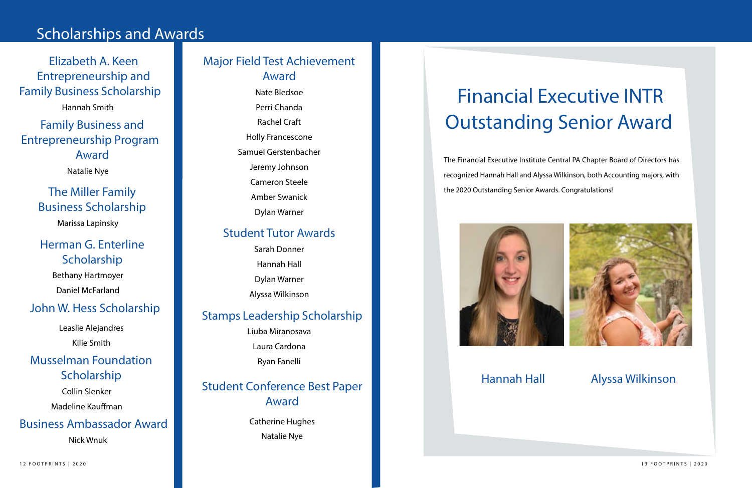# Scholarships and Awards

## Elizabeth A. Keen Entrepreneurship and Family Business Scholarship

Hannah Smith

## Family Business and Entrepreneurship Program Award

Natalie Nye

## The Miller Family Business Scholarship

Marissa Lapinsky

## Herman G. Enterline Scholarship

Bethany Hartmoyer

Daniel McFarland

## John W. Hess Scholarship

Leaslie Alejandres

Kilie Smith

## Musselman Foundation Scholarship

Collin Slenker

Madeline Kauffman

## Business Ambassador Award

Nick Wnuk

## Major Field Test Achievement Award

Nate Bledsoe

Perri Chanda

Rachel Craft

Holly Francescone

Samuel Gerstenbacher

Jeremy Johnson

Cameron Steele

Amber Swanick

Dylan Warner

## Student Tutor Awards

Sarah Donner

Hannah Hall

Dylan Warner

Alyssa Wilkinson

## Stamps Leadership Scholarship

Liuba Miranosava

Laura Cardona

Ryan Fanelli

## Student Conference Best Paper Award

Catherine Hughes

Natalie Nye

# Financial Executive INTR Outstanding Senior Award

The Financial Executive Institute Central PA Chapter Board of Directors has recognized Hannah Hall and Alyssa Wilkinson, both Accounting majors, with the 2020 Outstanding Senior Awards. Congratulations!

Hannah Hall

Alyssa Wilkinson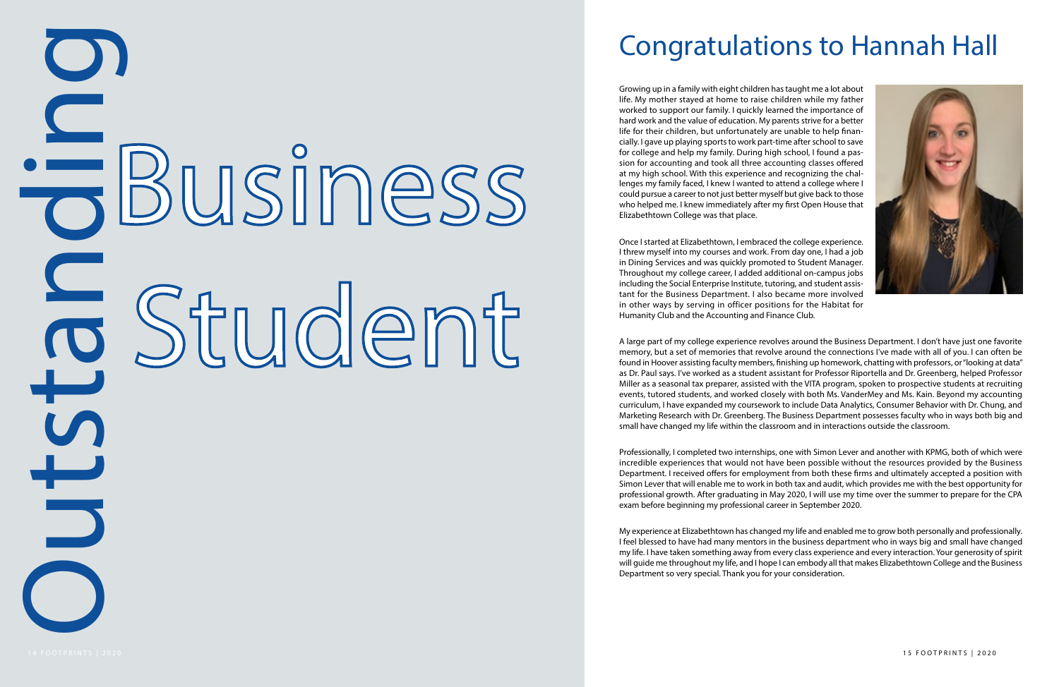# Outstanding Business Student

## Congratulations to Hannah Hall

Growing up in a family with eight children has taught me a lot about life. My mother stayed at home to raise children while my father worked to support our family. I quickly learned the importance of hard work and the value of education. My parents strive for a better life for their children, but unfortunately are unable to help financially. I gave up playing sports to work part-time after school to save for college and help my family. During high school, I found a passion for accounting and took all three accounting classes offered at my high school. With this experience and recognizing the challenges my family faced, I knew I wanted to attend a college where I could pursue a career to not just better myself but give back to those who helped me. I knew immediately after my first Open House that Elizabethtown College was that place.

Once I started at Elizabethtown, I embraced the college experience. I threw myself into my courses and work. From day one, I had a job in Dining Services and was quickly promoted to Student Manager. Throughout my college career, I added additional on-campus jobs including the Social Enterprise Institute, tutoring, and student assistant for the Business Department. I also became more involved in other ways by serving in officer positions for the Habitat for Humanity Club and the Accounting and Finance Club.

A large part of my college experience revolves around the Business Department. I don't have just one favorite memory, but a set of memories that revolve around the connections I've made with all of you. I can often be found in Hoover assisting faculty members, finishing up homework, chatting with professors, or "looking at data" as Dr. Paul says. I've worked as a student assistant for Professor Riportella and Dr. Greenberg, helped Professor Miller as a seasonal tax preparer, assisted with the VITA program, spoken to prospective students at recruiting events, tutored students, and worked closely with both Ms. VanderMey and Ms. Kain. Beyond my accounting curriculum, I have expanded my coursework to include Data Analytics, Consumer Behavior with Dr. Chung, and Marketing Research with Dr. Greenberg. The Business Department possesses faculty who in ways both big and small have changed my life within the classroom and in interactions outside the classroom.

Professionally, I completed two internships, one with Simon Lever and another with KPMG, both of which were incredible experiences that would not have been possible without the resources provided by the Business Department. I received offers for employment from both these firms and ultimately accepted a position with Simon Lever that will enable me to work in both tax and audit, which provides me with the best opportunity for professional growth. After graduating in May 2020, I will use my time over the summer to prepare for the CPA exam before beginning my professional career in September 2020.

My experience at Elizabethtown has changed my life and enabled me to grow both personally and professionally. I feel blessed to have had many mentors in the business department who in ways big and small have changed my life. I have taken something away from every class experience and every interaction. Your generosity of spirit will guide me throughout my life, and I hope I can embody all that makes Elizabethtown College and the Business Department so very special. Thank you for your consideration.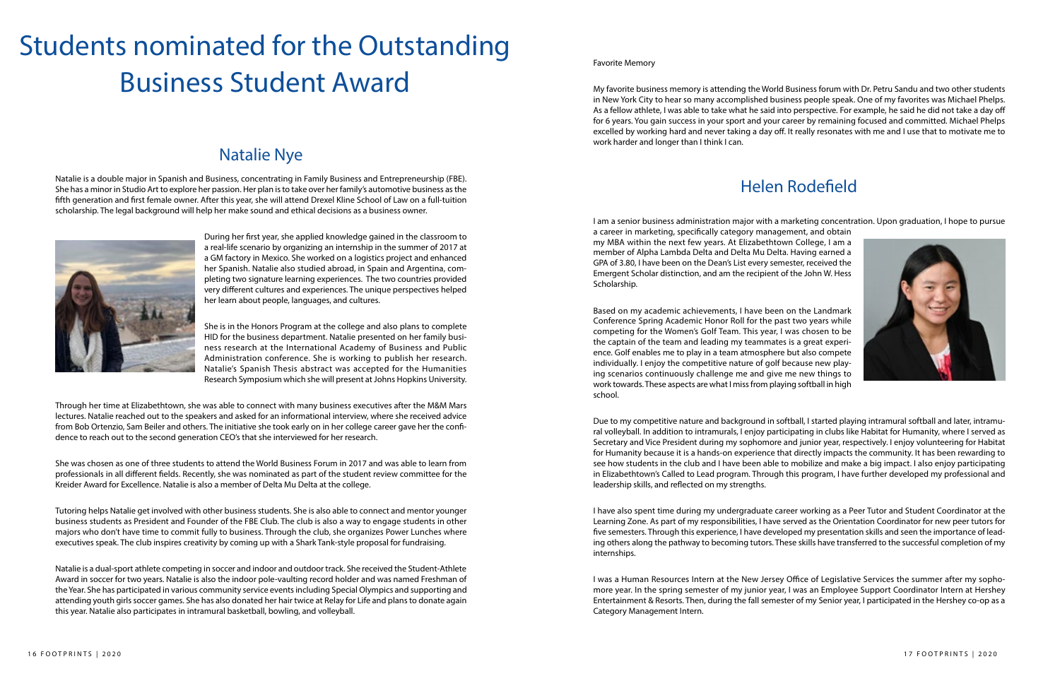# Students nominated for the Outstanding Business Student Award

## Natalie Nye

Natalie is a double major in Spanish and Business, concentrating in Family Business and Entrepreneurship (FBE). She has a minor in Studio Art to explore her passion. Her plan is to take over her family's automotive business as the fifth generation and first female owner. After this year, she will attend Drexel Kline School of Law on a full-tuition scholarship. The legal background will help her make sound and ethical decisions as a business owner.

During her first year, she applied knowledge gained in the classroom to a real-life scenario by organizing an internship in the summer of 2017 at a GM factory in Mexico. She worked on a logistics project and enhanced her Spanish. Natalie also studied abroad, in Spain and Argentina, completing two signature learning experiences. The two countries provided very different cultures and experiences. The unique perspectives helped her learn about people, languages, and cultures.

She is in the Honors Program at the college and also plans to complete HID for the business department. Natalie presented on her family business research at the International Academy of Business and Public Administration conference. She is working to publish her research. Natalie's Spanish Thesis abstract was accepted for the Humanities Research Symposium which she will present at Johns Hopkins University.

Through her time at Elizabethtown, she was able to connect with many business executives after the M&M Mars lectures. Natalie reached out to the speakers and asked for an informational interview, where she received advice from Bob Ortenzio, Sam Beiler and others. The initiative she took early on in her college career gave her the confidence to reach out to the second generation CEO's that she interviewed for her research.

She was chosen as one of three students to attend the World Business Forum in 2017 and was able to learn from professionals in all different fields. Recently, she was nominated as part of the student review committee for the Kreider Award for Excellence. Natalie is also a member of Delta Mu Delta at the college.

Tutoring helps Natalie get involved with other business students. She is also able to connect and mentor younger business students as President and Founder of the FBE Club. The club is also a way to engage students in other majors who don't have time to commit fully to business. Through the club, she organizes Power Lunches where executives speak. The club inspires creativity by coming up with a Shark Tank-style proposal for fundraising.

Natalie is a dual-sport athlete competing in soccer and indoor and outdoor track. She received the Student-Athlete Award in soccer for two years. Natalie is also the indoor pole-vaulting record holder and was named Freshman of the Year. She has participated in various community service events including Special Olympics and supporting and attending youth girls soccer games. She has also donated her hair twice at Relay for Life and plans to donate again this year. Natalie also participates in intramural basketball, bowling, and volleyball.

Favorite Memory

My favorite business memory is attending the World Business forum with Dr. Petru Sandu and two other students in New York City to hear so many accomplished business people speak. One of my favorites was Michael Phelps. As a fellow athlete, I was able to take what he said into perspective. For example, he said he did not take a day off for 6 years. You gain success in your sport and your career by remaining focused and committed. Michael Phelps excelled by working hard and never taking a day off. It really resonates with me and I use that to motivate me to work harder and longer than I think I can.

## Helen Rodefield

I am a senior business administration major with a marketing concentration. Upon graduation, I hope to pursue a career in marketing, specifically category management, and obtain my MBA within the next few years. At Elizabethtown College, I am a member of Alpha Lambda Delta and Delta Mu Delta. Having earned a GPA of 3.80, I have been on the Dean's List every semester, received the Emergent Scholar distinction, and am the recipient of the John W. Hess Scholarship.

Based on my academic achievements, I have been on the Landmark Conference Spring Academic Honor Roll for the past two years while competing for the Women's Golf Team. This year, I was chosen to be the captain of the team and leading my teammates is a great experience. Golf enables me to play in a team atmosphere but also compete individually. I enjoy the competitive nature of golf because new playing scenarios continuously challenge me and give me new things to work towards. These aspects are what I miss from playing softball in high school.

Due to my competitive nature and background in softball, I started playing intramural softball and later, intramural volleyball. In addition to intramurals, I enjoy participating in clubs like Habitat for Humanity, where I served as Secretary and Vice President during my sophomore and junior year, respectively. I enjoy volunteering for Habitat for Humanity because it is a hands-on experience that directly impacts the community. It has been rewarding to see how students in the club and I have been able to mobilize and make a big impact. I also enjoy participating in Elizabethtown's Called to Lead program. Through this program, I have further developed my professional and leadership skills, and reflected on my strengths.

I have also spent time during my undergraduate career working as a Peer Tutor and Student Coordinator at the Learning Zone. As part of my responsibilities, I have served as the Orientation Coordinator for new peer tutors for five semesters. Through this experience, I have developed my presentation skills and seen the importance of leading others along the pathway to becoming tutors. These skills have transferred to the successful completion of my internships.

I was a Human Resources Intern at the New Jersey Office of Legislative Services the summer after my sophomore year. In the spring semester of my junior year, I was an Employee Support Coordinator Intern at Hershey Entertainment & Resorts. Then, during the fall semester of my Senior year, I participated in the Hershey co-op as a Category Management Intern.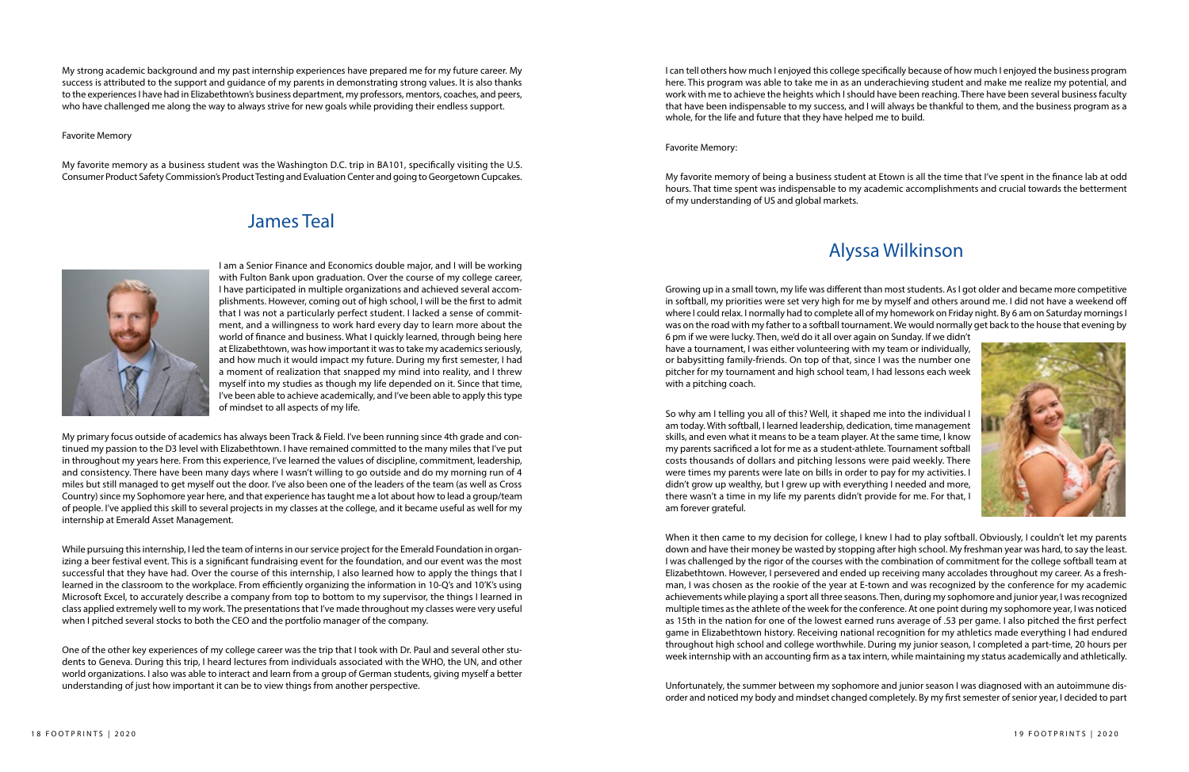My strong academic background and my past internship experiences have prepared me for my future career. My success is attributed to the support and guidance of my parents in demonstrating strong values. It is also thanks to the experiences I have had in Elizabethtown's business department, my professors, mentors, coaches, and peers, who have challenged me along the way to always strive for new goals while providing their endless support.

Favorite Memory

My favorite memory as a business student was the Washington D.C. trip in BA101, specifically visiting the U.S. Consumer Product Safety Commission's Product Testing and Evaluation Center and going to Georgetown Cupcakes.

## James Teal

I am a Senior Finance and Economics double major, and I will be working with Fulton Bank upon graduation. Over the course of my college career, I have participated in multiple organizations and achieved several accomplishments. However, coming out of high school, I will be the first to admit that I was not a particularly perfect student. I lacked a sense of commitment, and a willingness to work hard every day to learn more about the world of finance and business. What I quickly learned, through being here at Elizabethtown, was how important it was to take my academics seriously, and how much it would impact my future. During my first semester, I had a moment of realization that snapped my mind into reality, and I threw myself into my studies as though my life depended on it. Since that time, I've been able to achieve academically, and I've been able to apply this type of mindset to all aspects of my life.

My primary focus outside of academics has always been Track & Field. I've been running since 4th grade and continued my passion to the D3 level with Elizabethtown. I have remained committed to the many miles that I've put in throughout my years here. From this experience, I've learned the values of discipline, commitment, leadership, and consistency. There have been many days where I wasn't willing to go outside and do my morning run of 4 miles but still managed to get myself out the door. I've also been one of the leaders of the team (as well as Cross Country) since my Sophomore year here, and that experience has taught me a lot about how to lead a group/team of people. I've applied this skill to several projects in my classes at the college, and it became useful as well for my internship at Emerald Asset Management.

While pursuing this internship, I led the team of interns in our service project for the Emerald Foundation in organizing a beer festival event. This is a significant fundraising event for the foundation, and our event was the most successful that they have had. Over the course of this internship, I also learned how to apply the things that I learned in the classroom to the workplace. From efficiently organizing the information in 10-Q's and 10'K's using Microsoft Excel, to accurately describe a company from top to bottom to my supervisor, the things I learned in class applied extremely well to my work. The presentations that I've made throughout my classes were very useful when I pitched several stocks to both the CEO and the portfolio manager of the company.

One of the other key experiences of my college career was the trip that I took with Dr. Paul and several other students to Geneva. During this trip, I heard lectures from individuals associated with the WHO, the UN, and other world organizations. I also was able to interact and learn from a group of German students, giving myself a better understanding of just how important it can be to view things from another perspective.

I can tell others how much I enjoyed this college specifically because of how much I enjoyed the business program here. This program was able to take me in as an underachieving student and make me realize my potential, and work with me to achieve the heights which I should have been reaching. There have been several business faculty that have been indispensable to my success, and I will always be thankful to them, and the business program as a whole, for the life and future that they have helped me to build.

Favorite Memory:

My favorite memory of being a business student at Etown is all the time that I've spent in the finance lab at odd hours. That time spent was indispensable to my academic accomplishments and crucial towards the betterment of my understanding of US and global markets.

## Alyssa Wilkinson

Growing up in a small town, my life was different than most students. As I got older and became more competitive in softball, my priorities were set very high for me by myself and others around me. I did not have a weekend off where I could relax. I normally had to complete all of my homework on Friday night. By 6 am on Saturday mornings I was on the road with my father to a softball tournament. We would normally get back to the house that evening by 6 pm if we were lucky. Then, we'd do it all over again on Sunday. If we didn't have a tournament, I was either volunteering with my team or individually, or babysitting family-friends. On top of that, since I was the number one pitcher for my tournament and high school team, I had lessons each week with a pitching coach.

So why am I telling you all of this? Well, it shaped me into the individual I am today. With softball, I learned leadership, dedication, time management skills, and even what it means to be a team player. At the same time, I know my parents sacrificed a lot for me as a student-athlete. Tournament softball costs thousands of dollars and pitching lessons were paid weekly. There were times my parents were late on bills in order to pay for my activities. I didn't grow up wealthy, but I grew up with everything I needed and more, there wasn't a time in my life my parents didn't provide for me. For that, I am forever grateful.

When it then came to my decision for college, I knew I had to play softball. Obviously, I couldn't let my parents down and have their money be wasted by stopping after high school. My freshman year was hard, to say the least. I was challenged by the rigor of the courses with the combination of commitment for the college softball team at Elizabethtown. However, I persevered and ended up receiving many accolades throughout my career. As a freshman, I was chosen as the rookie of the year at E-town and was recognized by the conference for my academic achievements while playing a sport all three seasons. Then, during my sophomore and junior year, I was recognized multiple times as the athlete of the week for the conference. At one point during my sophomore year, I was noticed as 15th in the nation for one of the lowest earned runs average of .53 per game. I also pitched the first perfect game in Elizabethtown history. Receiving national recognition for my athletics made everything I had endured throughout high school and college worthwhile. During my junior season, I completed a part-time, 20 hours per week internship with an accounting firm as a tax intern, while maintaining my status academically and athletically.

Unfortunately, the summer between my sophomore and junior season I was diagnosed with an autoimmune disorder and noticed my body and mindset changed completely. By my first semester of senior year, I decided to part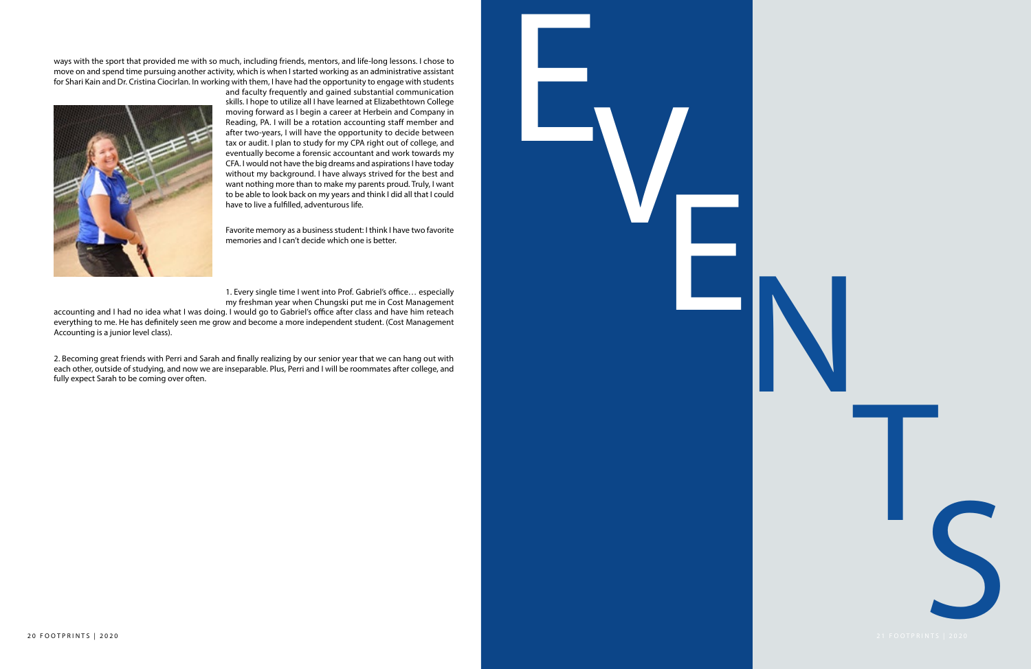ways with the sport that provided me with so much, including friends, mentors, and life-long lessons. I chose to move on and spend time pursuing another activity, which is when I started working as an administrative assistant for Shari Kain and Dr. Cristina Ciocirlan. In working with them, I have had the opportunity to engage with students and faculty frequently and gained substantial communication skills. I hope to utilize all I have learned at Elizabethtown College moving forward as I begin a career at Herbein and Company in Reading, PA. I will be a rotation accounting staff member and after two-years, I will have the opportunity to decide between tax or audit. I plan to study for my CPA right out of college, and eventually become a forensic accountant and work towards my CFA. I would not have the big dreams and aspirations I have today without my background. I have always strived for the best and want nothing more than to make my parents proud. Truly, I want to be able to look back on my years and think I did all that I could have to live a fulfilled, adventurous life.

Favorite memory as a business student: I think I have two favorite memories and I can't decide which one is better.

1. Every single time I went into Prof. Gabriel's office… especially my freshman year when Chungski put me in Cost Management accounting and I had no idea what I was doing. I would go to Gabriel's office after class and have him reteach everything to me. He has definitely seen me grow and become a more independent student. (Cost Management Accounting is a junior level class).

2. Becoming great friends with Perri and Sarah and finally realizing by our senior year that we can hang out with each other, outside of studying, and now we are inseparable. Plus, Perri and I will be roommates after college, and fully expect Sarah to be coming over often.

# EVENTS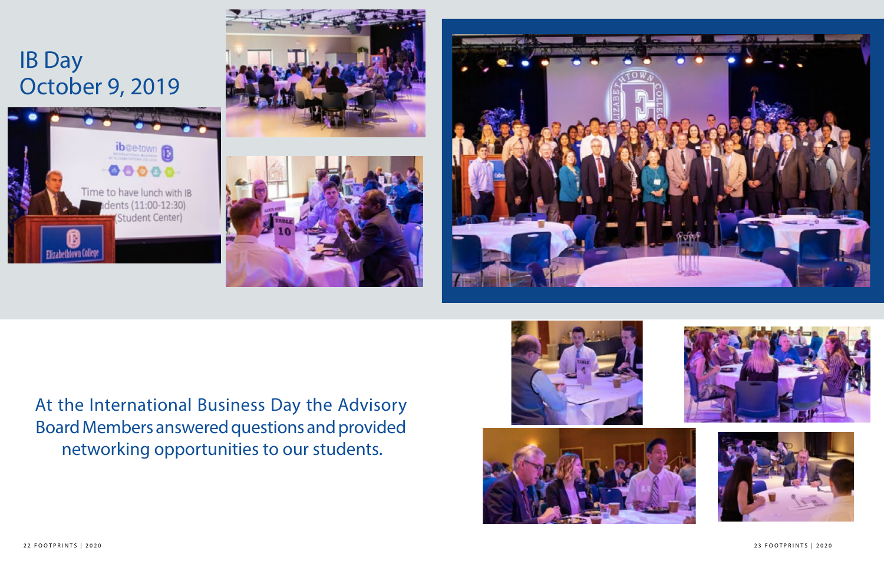# IB Day
# October 9, 2019

At the International Business Day the Advisory Board Members answered questions and provided networking opportunities to our students.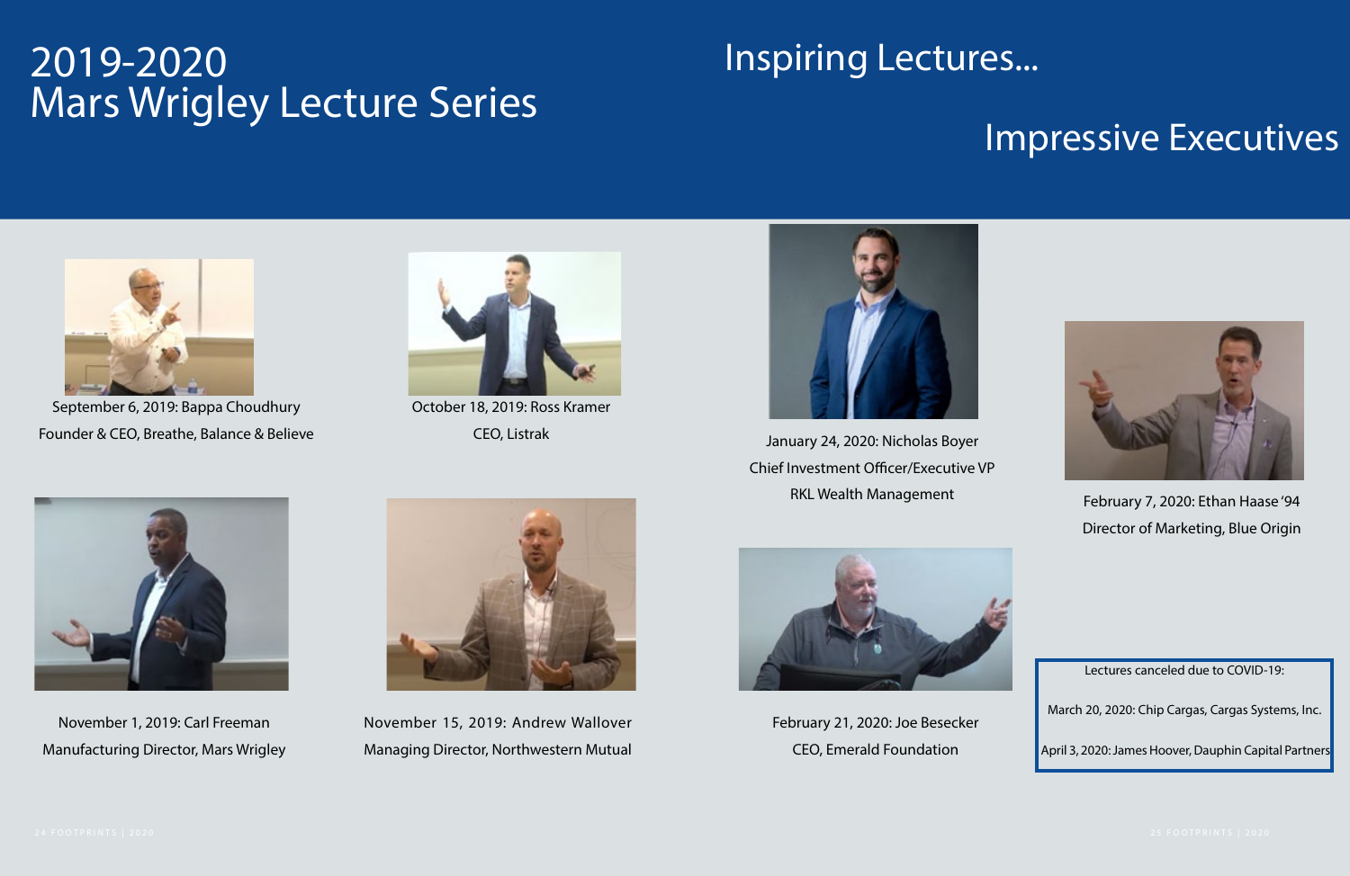# 2019-2020 Mars Wrigley Lecture Series

## Inspiring Lectures...

## Impressive Executives

September 6, 2019: Bappa Choudhury
Founder & CEO, Breathe, Balance & Believe

October 18, 2019: Ross Kramer
CEO, Listrak

January 24, 2020: Nicholas Boyer
Chief Investment Officer/Executive VP
RKL Wealth Management

February 7, 2020: Ethan Haase '94
Director of Marketing, Blue Origin

November 1, 2019: Carl Freeman
Manufacturing Director, Mars Wrigley

November 15, 2019: Andrew Wallover
Managing Director, Northwestern Mutual

February 21, 2020: Joe Besecker
CEO, Emerald Foundation

Lectures canceled due to COVID-19:

March 20, 2020: Chip Cargas, Cargas Systems, Inc.

April 3, 2020: James Hoover, Dauphin Capital Partners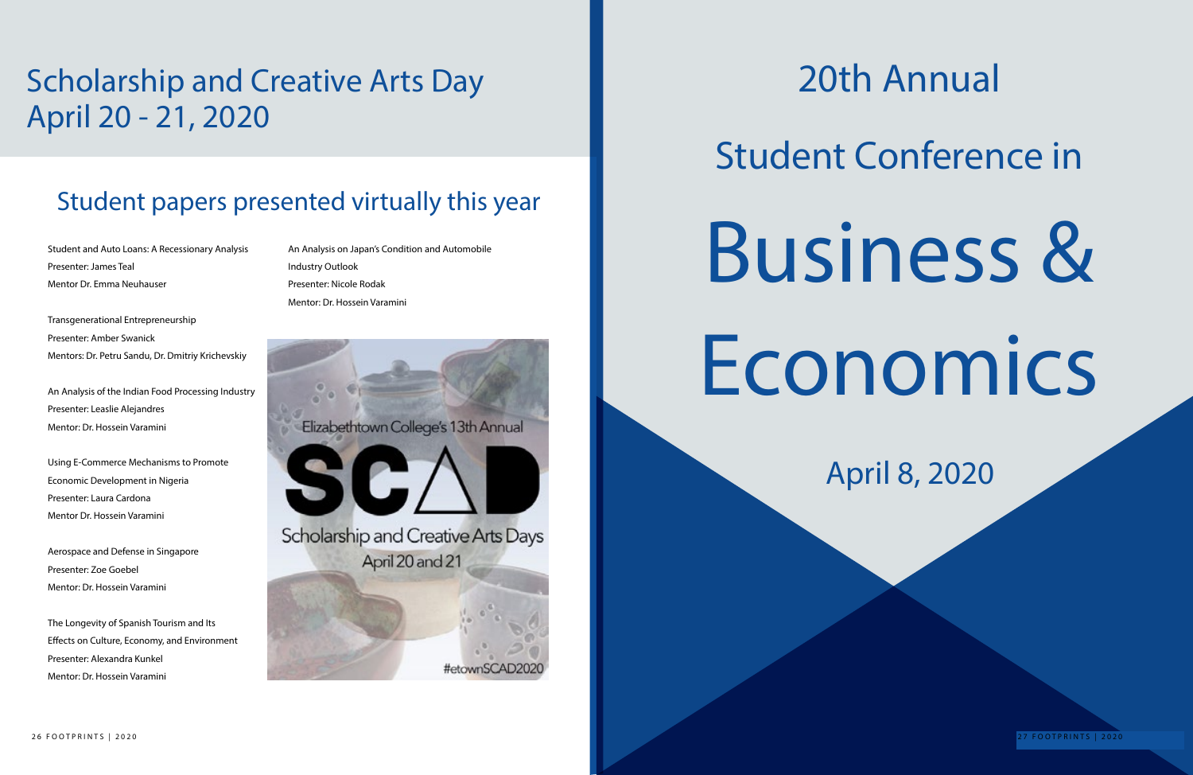# Scholarship and Creative Arts Day April 20 - 21, 2020

## Student papers presented virtually this year

Student and Auto Loans: A Recessionary Analysis
Presenter: James Teal
Mentor Dr. Emma Neuhauser

Transgenerational Entrepreneurship
Presenter: Amber Swanick
Mentors: Dr. Petru Sandu, Dr. Dmitriy Krichevskiy

An Analysis of the Indian Food Processing Industry
Presenter: Leaslie Alejandres
Mentor: Dr. Hossein Varamini

Using E-Commerce Mechanisms to Promote Economic Development in Nigeria
Presenter: Laura Cardona
Mentor Dr. Hossein Varamini

Aerospace and Defense in Singapore
Presenter: Zoe Goebel
Mentor: Dr. Hossein Varamini

The Longevity of Spanish Tourism and Its Effects on Culture, Economy, and Environment
Presenter: Alexandra Kunkel
Mentor: Dr. Hossein Varamini

An Analysis on Japan's Condition and Automobile Industry Outlook
Presenter: Nicole Rodak
Mentor: Dr. Hossein Varamini

Elizabethtown College's 13th Annual

SCAD

Scholarship and Creative Arts Days
April 20 and 21

#etownSCAD2020

# 20th Annual Student Conference in Business & Economics

## April 8, 2020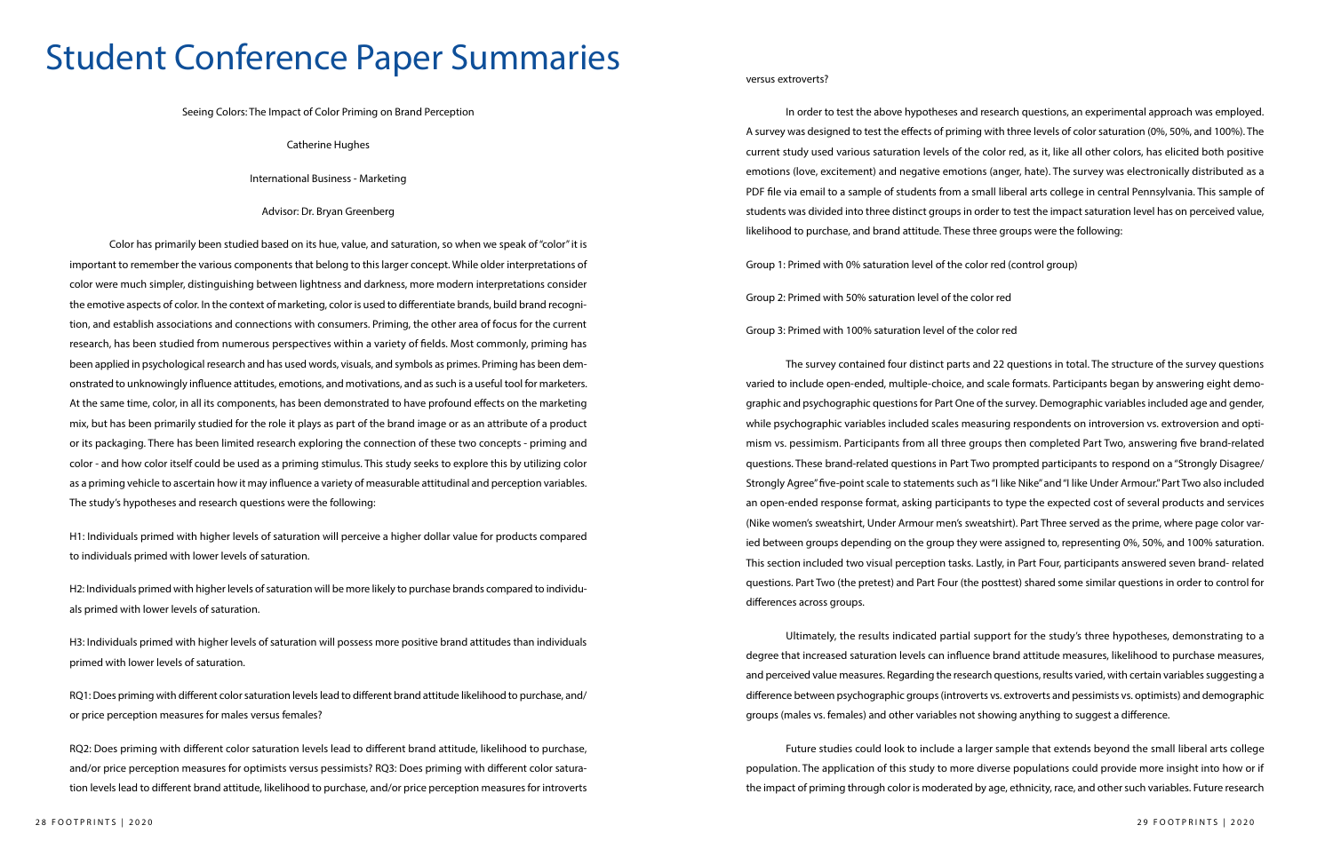# Student Conference Paper Summaries

Seeing Colors: The Impact of Color Priming on Brand Perception

Catherine Hughes

International Business - Marketing

Advisor: Dr. Bryan Greenberg

Color has primarily been studied based on its hue, value, and saturation, so when we speak of "color" it is important to remember the various components that belong to this larger concept. While older interpretations of color were much simpler, distinguishing between lightness and darkness, more modern interpretations consider the emotive aspects of color. In the context of marketing, color is used to differentiate brands, build brand recognition, and establish associations and connections with consumers. Priming, the other area of focus for the current research, has been studied from numerous perspectives within a variety of fields. Most commonly, priming has been applied in psychological research and has used words, visuals, and symbols as primes. Priming has been demonstrated to unknowingly influence attitudes, emotions, and motivations, and as such is a useful tool for marketers. At the same time, color, in all its components, has been demonstrated to have profound effects on the marketing mix, but has been primarily studied for the role it plays as part of the brand image or as an attribute of a product or its packaging. There has been limited research exploring the connection of these two concepts - priming and color - and how color itself could be used as a priming stimulus. This study seeks to explore this by utilizing color as a priming vehicle to ascertain how it may influence a variety of measurable attitudinal and perception variables. The study's hypotheses and research questions were the following:

H1: Individuals primed with higher levels of saturation will perceive a higher dollar value for products compared to individuals primed with lower levels of saturation.

H2: Individuals primed with higher levels of saturation will be more likely to purchase brands compared to individuals primed with lower levels of saturation.

H3: Individuals primed with higher levels of saturation will possess more positive brand attitudes than individuals primed with lower levels of saturation.

RQ1: Does priming with different color saturation levels lead to different brand attitude likelihood to purchase, and/or price perception measures for males versus females?

RQ2: Does priming with different color saturation levels lead to different brand attitude, likelihood to purchase, and/or price perception measures for optimists versus pessimists? RQ3: Does priming with different color saturation levels lead to different brand attitude, likelihood to purchase, and/or price perception measures for introverts versus extroverts?

In order to test the above hypotheses and research questions, an experimental approach was employed. A survey was designed to test the effects of priming with three levels of color saturation (0%, 50%, and 100%). The current study used various saturation levels of the color red, as it, like all other colors, has elicited both positive emotions (love, excitement) and negative emotions (anger, hate). The survey was electronically distributed as a PDF file via email to a sample of students from a small liberal arts college in central Pennsylvania. This sample of students was divided into three distinct groups in order to test the impact saturation level has on perceived value, likelihood to purchase, and brand attitude. These three groups were the following:

Group 1: Primed with 0% saturation level of the color red (control group)

Group 2: Primed with 50% saturation level of the color red

Group 3: Primed with 100% saturation level of the color red

The survey contained four distinct parts and 22 questions in total. The structure of the survey questions varied to include open-ended, multiple-choice, and scale formats. Participants began by answering eight demographic and psychographic questions for Part One of the survey. Demographic variables included age and gender, while psychographic variables included scales measuring respondents on introversion vs. extroversion and optimism vs. pessimism. Participants from all three groups then completed Part Two, answering five brand-related questions. These brand-related questions in Part Two prompted participants to respond on a "Strongly Disagree/ Strongly Agree" five-point scale to statements such as "I like Nike" and "I like Under Armour." Part Two also included an open-ended response format, asking participants to type the expected cost of several products and services (Nike women's sweatshirt, Under Armour men's sweatshirt). Part Three served as the prime, where page color varied between groups depending on the group they were assigned to, representing 0%, 50%, and 100% saturation. This section included two visual perception tasks. Lastly, in Part Four, participants answered seven brand- related questions. Part Two (the pretest) and Part Four (the posttest) shared some similar questions in order to control for differences across groups.

Ultimately, the results indicated partial support for the study's three hypotheses, demonstrating to a degree that increased saturation levels can influence brand attitude measures, likelihood to purchase measures, and perceived value measures. Regarding the research questions, results varied, with certain variables suggesting a difference between psychographic groups (introverts vs. extroverts and pessimists vs. optimists) and demographic groups (males vs. females) and other variables not showing anything to suggest a difference.

Future studies could look to include a larger sample that extends beyond the small liberal arts college population. The application of this study to more diverse populations could provide more insight into how or if the impact of priming through color is moderated by age, ethnicity, race, and other such variables. Future research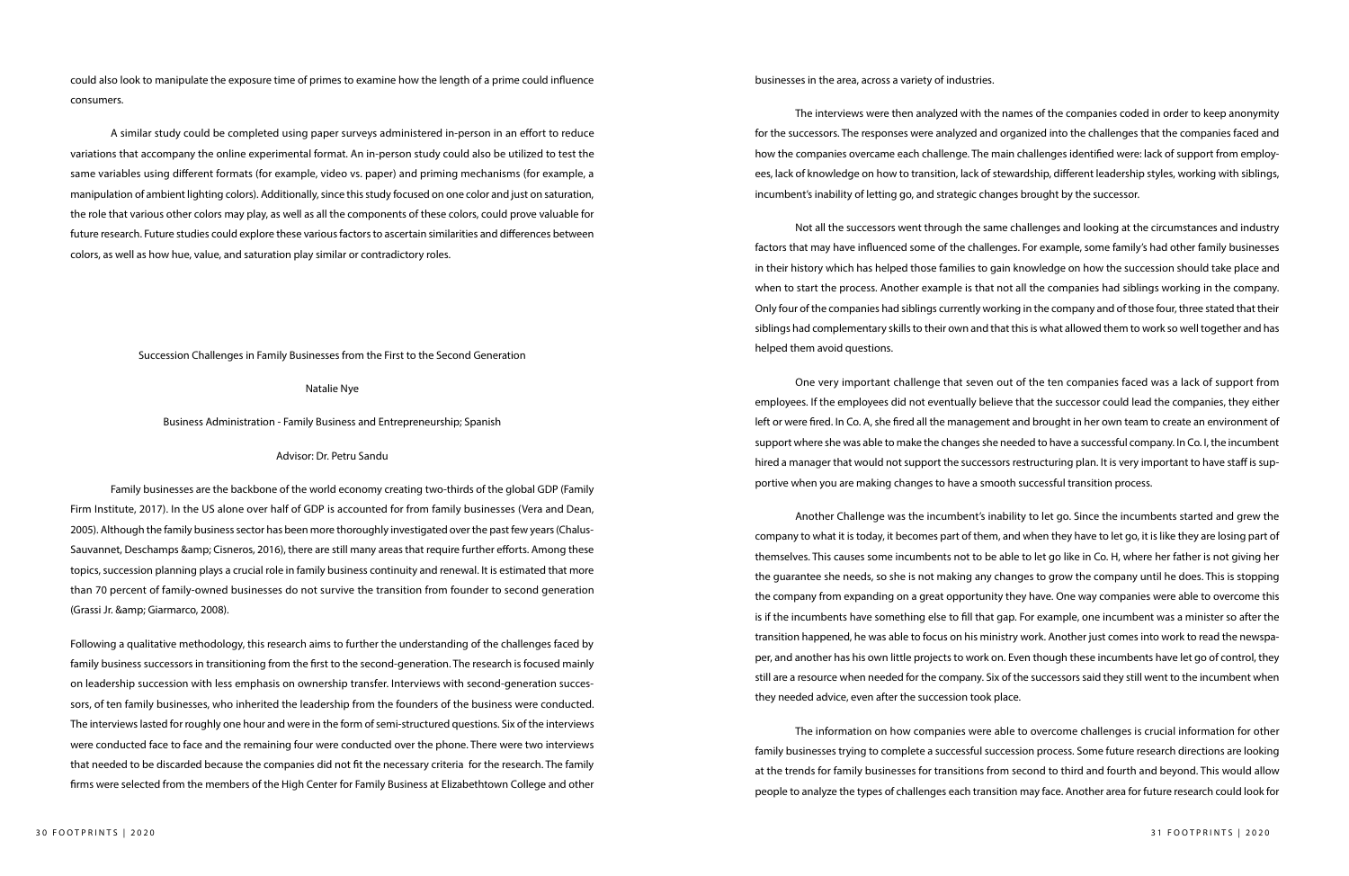could also look to manipulate the exposure time of primes to examine how the length of a prime could influence consumers.

A similar study could be completed using paper surveys administered in-person in an effort to reduce variations that accompany the online experimental format. An in-person study could also be utilized to test the same variables using different formats (for example, video vs. paper) and priming mechanisms (for example, a manipulation of ambient lighting colors). Additionally, since this study focused on one color and just on saturation, the role that various other colors may play, as well as all the components of these colors, could prove valuable for future research. Future studies could explore these various factors to ascertain similarities and differences between colors, as well as how hue, value, and saturation play similar or contradictory roles.

## Succession Challenges in Family Businesses from the First to the Second Generation

Natalie Nye

Business Administration - Family Business and Entrepreneurship; Spanish

Advisor: Dr. Petru Sandu

Family businesses are the backbone of the world economy creating two-thirds of the global GDP (Family Firm Institute, 2017). In the US alone over half of GDP is accounted for from family businesses (Vera and Dean, 2005). Although the family business sector has been more thoroughly investigated over the past few years (Chalus-Sauvannet, Deschamps &amp; Cisneros, 2016), there are still many areas that require further efforts. Among these topics, succession planning plays a crucial role in family business continuity and renewal. It is estimated that more than 70 percent of family-owned businesses do not survive the transition from founder to second generation (Grassi Jr. &amp; Giarmarco, 2008).

Following a qualitative methodology, this research aims to further the understanding of the challenges faced by family business successors in transitioning from the first to the second-generation. The research is focused mainly on leadership succession with less emphasis on ownership transfer. Interviews with second-generation successors, of ten family businesses, who inherited the leadership from the founders of the business were conducted. The interviews lasted for roughly one hour and were in the form of semi-structured questions. Six of the interviews were conducted face to face and the remaining four were conducted over the phone. There were two interviews that needed to be discarded because the companies did not fit the necessary criteria for the research. The family firms were selected from the members of the High Center for Family Business at Elizabethtown College and other businesses in the area, across a variety of industries.

The interviews were then analyzed with the names of the companies coded in order to keep anonymity for the successors. The responses were analyzed and organized into the challenges that the companies faced and how the companies overcame each challenge. The main challenges identified were: lack of support from employees, lack of knowledge on how to transition, lack of stewardship, different leadership styles, working with siblings, incumbent's inability of letting go, and strategic changes brought by the successor.

Not all the successors went through the same challenges and looking at the circumstances and industry factors that may have influenced some of the challenges. For example, some family's had other family businesses in their history which has helped those families to gain knowledge on how the succession should take place and when to start the process. Another example is that not all the companies had siblings working in the company. Only four of the companies had siblings currently working in the company and of those four, three stated that their siblings had complementary skills to their own and that this is what allowed them to work so well together and has helped them avoid questions.

One very important challenge that seven out of the ten companies faced was a lack of support from employees. If the employees did not eventually believe that the successor could lead the companies, they either left or were fired. In Co. A, she fired all the management and brought in her own team to create an environment of support where she was able to make the changes she needed to have a successful company. In Co. I, the incumbent hired a manager that would not support the successors restructuring plan. It is very important to have staff is supportive when you are making changes to have a smooth successful transition process.

Another Challenge was the incumbent's inability to let go. Since the incumbents started and grew the company to what it is today, it becomes part of them, and when they have to let go, it is like they are losing part of themselves. This causes some incumbents not to be able to let go like in Co. H, where her father is not giving her the guarantee she needs, so she is not making any changes to grow the company until he does. This is stopping the company from expanding on a great opportunity they have. One way companies were able to overcome this is if the incumbents have something else to fill that gap. For example, one incumbent was a minister so after the transition happened, he was able to focus on his ministry work. Another just comes into work to read the newspaper, and another has his own little projects to work on. Even though these incumbents have let go of control, they still are a resource when needed for the company. Six of the successors said they still went to the incumbent when they needed advice, even after the succession took place.

The information on how companies were able to overcome challenges is crucial information for other family businesses trying to complete a successful succession process. Some future research directions are looking at the trends for family businesses for transitions from second to third and fourth and beyond. This would allow people to analyze the types of challenges each transition may face. Another area for future research could look for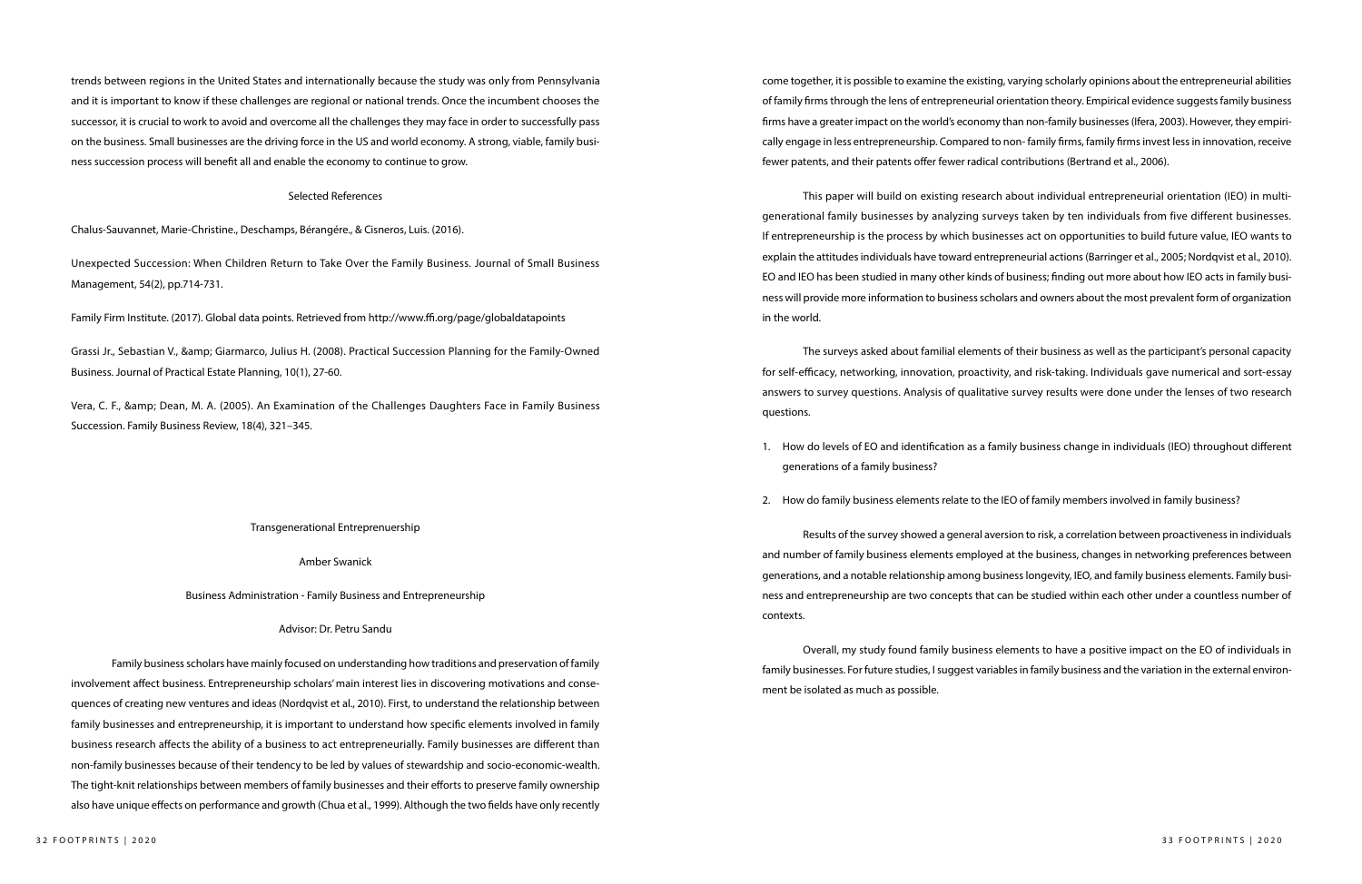trends between regions in the United States and internationally because the study was only from Pennsylvania and it is important to know if these challenges are regional or national trends. Once the incumbent chooses the successor, it is crucial to work to avoid and overcome all the challenges they may face in order to successfully pass on the business. Small businesses are the driving force in the US and world economy. A strong, viable, family business succession process will benefit all and enable the economy to continue to grow.

### Selected References

Chalus-Sauvannet, Marie-Christine., Deschamps, Bérangére., & Cisneros, Luis. (2016).

Unexpected Succession: When Children Return to Take Over the Family Business. Journal of Small Business Management, 54(2), pp.714-731.

Family Firm Institute. (2017). Global data points. Retrieved from http://www.ffi.org/page/globaldatapoints

Grassi Jr., Sebastian V., &amp; Giarmarco, Julius H. (2008). Practical Succession Planning for the Family-Owned Business. Journal of Practical Estate Planning, 10(1), 27-60.

Vera, C. F., &amp; Dean, M. A. (2005). An Examination of the Challenges Daughters Face in Family Business Succession. Family Business Review, 18(4), 321–345.

## Transgenerational Entreprenuership

Amber Swanick

Business Administration - Family Business and Entrepreneurship

Advisor: Dr. Petru Sandu

Family business scholars have mainly focused on understanding how traditions and preservation of family involvement affect business. Entrepreneurship scholars' main interest lies in discovering motivations and consequences of creating new ventures and ideas (Nordqvist et al., 2010). First, to understand the relationship between family businesses and entrepreneurship, it is important to understand how specific elements involved in family business research affects the ability of a business to act entrepreneurially. Family businesses are different than non-family businesses because of their tendency to be led by values of stewardship and socio-economic-wealth. The tight-knit relationships between members of family businesses and their efforts to preserve family ownership also have unique effects on performance and growth (Chua et al., 1999). Although the two fields have only recently come together, it is possible to examine the existing, varying scholarly opinions about the entrepreneurial abilities of family firms through the lens of entrepreneurial orientation theory. Empirical evidence suggests family business firms have a greater impact on the world's economy than non-family businesses (Ifera, 2003). However, they empirically engage in less entrepreneurship. Compared to non- family firms, family firms invest less in innovation, receive fewer patents, and their patents offer fewer radical contributions (Bertrand et al., 2006).

This paper will build on existing research about individual entrepreneurial orientation (IEO) in multi-generational family businesses by analyzing surveys taken by ten individuals from five different businesses. If entrepreneurship is the process by which businesses act on opportunities to build future value, IEO wants to explain the attitudes individuals have toward entrepreneurial actions (Barringer et al., 2005; Nordqvist et al., 2010). EO and IEO has been studied in many other kinds of business; finding out more about how IEO acts in family business will provide more information to business scholars and owners about the most prevalent form of organization in the world.

The surveys asked about familial elements of their business as well as the participant's personal capacity for self-efficacy, networking, innovation, proactivity, and risk-taking. Individuals gave numerical and sort-essay answers to survey questions. Analysis of qualitative survey results were done under the lenses of two research questions.

1. How do levels of EO and identification as a family business change in individuals (IEO) throughout different generations of a family business?

2. How do family business elements relate to the IEO of family members involved in family business?

Results of the survey showed a general aversion to risk, a correlation between proactiveness in individuals and number of family business elements employed at the business, changes in networking preferences between generations, and a notable relationship among business longevity, IEO, and family business elements. Family business and entrepreneurship are two concepts that can be studied within each other under a countless number of contexts.

Overall, my study found family business elements to have a positive impact on the EO of individuals in family businesses. For future studies, I suggest variables in family business and the variation in the external environment be isolated as much as possible.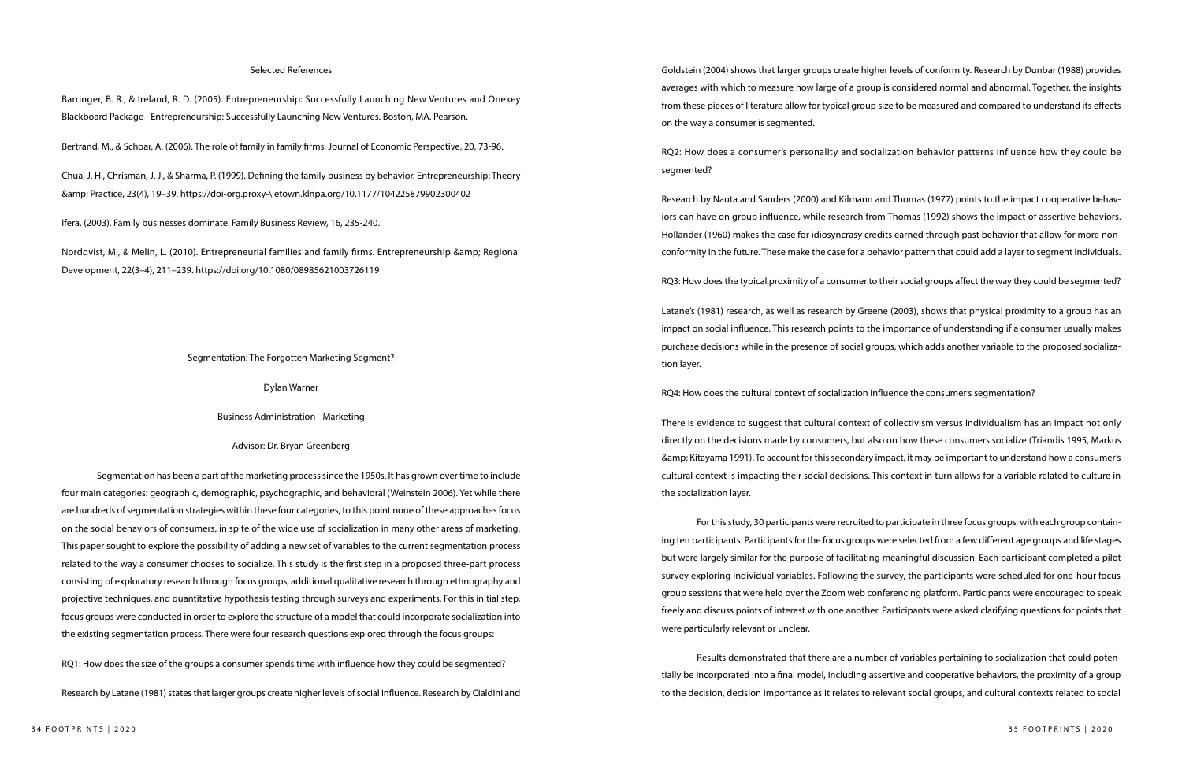Selected References

Barringer, B. R., & Ireland, R. D. (2005). Entrepreneurship: Successfully Launching New Ventures and Onekey Blackboard Package - Entrepreneurship: Successfully Launching New Ventures. Boston, MA. Pearson.

Bertrand, M., & Schoar, A. (2006). The role of family in family firms. Journal of Economic Perspective, 20, 73-96.

Chua, J. H., Chrisman, J. J., & Sharma, P. (1999). Defining the family business by behavior. Entrepreneurship: Theory &amp; Practice, 23(4), 19–39. https://doi-org.proxy-\ etown.klnpa.org/10.1177/104225879902300402

Ifera. (2003). Family businesses dominate. Family Business Review, 16, 235-240.

Nordqvist, M., & Melin, L. (2010). Entrepreneurial families and family firms. Entrepreneurship &amp; Regional Development, 22(3–4), 211–239. https://doi.org/10.1080/08985621003726119

## Segmentation: The Forgotten Marketing Segment?

Dylan Warner

Business Administration - Marketing

Advisor: Dr. Bryan Greenberg

Segmentation has been a part of the marketing process since the 1950s. It has grown over time to include four main categories: geographic, demographic, psychographic, and behavioral (Weinstein 2006). Yet while there are hundreds of segmentation strategies within these four categories, to this point none of these approaches focus on the social behaviors of consumers, in spite of the wide use of socialization in many other areas of marketing. This paper sought to explore the possibility of adding a new set of variables to the current segmentation process related to the way a consumer chooses to socialize. This study is the first step in a proposed three-part process consisting of exploratory research through focus groups, additional qualitative research through ethnography and projective techniques, and quantitative hypothesis testing through surveys and experiments. For this initial step, focus groups were conducted in order to explore the structure of a model that could incorporate socialization into the existing segmentation process. There were four research questions explored through the focus groups:

RQ1: How does the size of the groups a consumer spends time with influence how they could be segmented?

Research by Latane (1981) states that larger groups create higher levels of social influence. Research by Cialdini and Goldstein (2004) shows that larger groups create higher levels of conformity. Research by Dunbar (1988) provides averages with which to measure how large of a group is considered normal and abnormal. Together, the insights from these pieces of literature allow for typical group size to be measured and compared to understand its effects on the way a consumer is segmented.

RQ2: How does a consumer's personality and socialization behavior patterns influence how they could be segmented?

Research by Nauta and Sanders (2000) and Kilmann and Thomas (1977) points to the impact cooperative behaviors can have on group influence, while research from Thomas (1992) shows the impact of assertive behaviors. Hollander (1960) makes the case for idiosyncrasy credits earned through past behavior that allow for more nonconformity in the future. These make the case for a behavior pattern that could add a layer to segment individuals.

RQ3: How does the typical proximity of a consumer to their social groups affect the way they could be segmented?

Latane's (1981) research, as well as research by Greene (2003), shows that physical proximity to a group has an impact on social influence. This research points to the importance of understanding if a consumer usually makes purchase decisions while in the presence of social groups, which adds another variable to the proposed socialization layer.

RQ4: How does the cultural context of socialization influence the consumer's segmentation?

There is evidence to suggest that cultural context of collectivism versus individualism has an impact not only directly on the decisions made by consumers, but also on how these consumers socialize (Triandis 1995, Markus &amp; Kitayama 1991). To account for this secondary impact, it may be important to understand how a consumer's cultural context is impacting their social decisions. This context in turn allows for a variable related to culture in the socialization layer.

For this study, 30 participants were recruited to participate in three focus groups, with each group containing ten participants. Participants for the focus groups were selected from a few different age groups and life stages but were largely similar for the purpose of facilitating meaningful discussion. Each participant completed a pilot survey exploring individual variables. Following the survey, the participants were scheduled for one-hour focus group sessions that were held over the Zoom web conferencing platform. Participants were encouraged to speak freely and discuss points of interest with one another. Participants were asked clarifying questions for points that were particularly relevant or unclear.

Results demonstrated that there are a number of variables pertaining to socialization that could potentially be incorporated into a final model, including assertive and cooperative behaviors, the proximity of a group to the decision, decision importance as it relates to relevant social groups, and cultural contexts related to social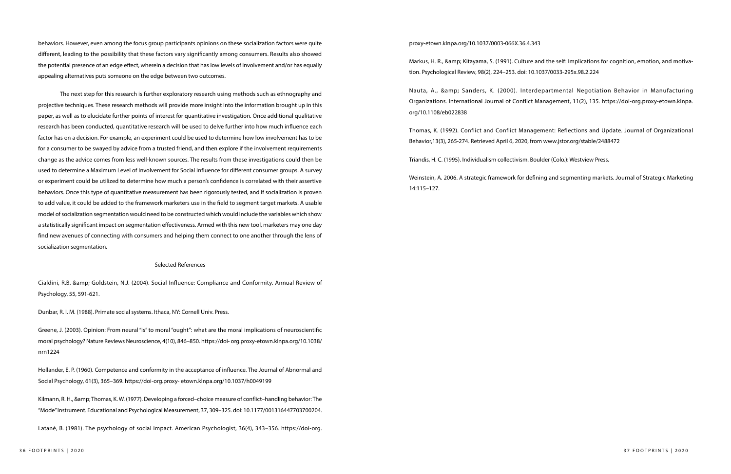behaviors. However, even among the focus group participants opinions on these socialization factors were quite different, leading to the possibility that these factors vary significantly among consumers. Results also showed the potential presence of an edge effect, wherein a decision that has low levels of involvement and/or has equally appealing alternatives puts someone on the edge between two outcomes.

The next step for this research is further exploratory research using methods such as ethnography and projective techniques. These research methods will provide more insight into the information brought up in this paper, as well as to elucidate further points of interest for quantitative investigation. Once additional qualitative research has been conducted, quantitative research will be used to delve further into how much influence each factor has on a decision. For example, an experiment could be used to determine how low involvement has to be for a consumer to be swayed by advice from a trusted friend, and then explore if the involvement requirements change as the advice comes from less well-known sources. The results from these investigations could then be used to determine a Maximum Level of Involvement for Social Influence for different consumer groups. A survey or experiment could be utilized to determine how much a person's confidence is correlated with their assertive behaviors. Once this type of quantitative measurement has been rigorously tested, and if socialization is proven to add value, it could be added to the framework marketers use in the field to segment target markets. A usable model of socialization segmentation would need to be constructed which would include the variables which show a statistically significant impact on segmentation effectiveness. Armed with this new tool, marketers may one day find new avenues of connecting with consumers and helping them connect to one another through the lens of socialization segmentation.

## Selected References

Cialdini, R.B. &amp; Goldstein, N.J. (2004). Social Influence: Compliance and Conformity. Annual Review of Psychology, 55, 591-621.

Dunbar, R. I. M. (1988). Primate social systems. Ithaca, NY: Cornell Univ. Press.

Greene, J. (2003). Opinion: From neural "is" to moral "ought": what are the moral implications of neuroscientific moral psychology? Nature Reviews Neuroscience, 4(10), 846–850. https://doi- org.proxy-etown.klnpa.org/10.1038/nrn1224

Hollander, E. P. (1960). Competence and conformity in the acceptance of influence. The Journal of Abnormal and Social Psychology, 61(3), 365–369. https://doi-org.proxy- etown.klnpa.org/10.1037/h0049199

Kilmann, R. H., &amp;Thomas, K. W. (1977). Developing a forced–choice measure of conflict–handling behavior: The "Mode" Instrument. Educational and Psychological Measurement, 37, 309–325. doi: 10.1177/001316447703700204.

Latané, B. (1981). The psychology of social impact. American Psychologist, 36(4), 343–356. https://doi-org.proxy-etown.klnpa.org/10.1037/0003-066X.36.4.343

Markus, H. R., &amp; Kitayama, S. (1991). Culture and the self: Implications for cognition, emotion, and motivation. Psychological Review, 98(2), 224–253. doi: 10.1037/0033-295x.98.2.224

Nauta, A., &amp; Sanders, K. (2000). Interdepartmental Negotiation Behavior in Manufacturing Organizations. International Journal of Conflict Management, 11(2), 135. https://doi-org.proxy-etown.klnpa.org/10.1108/eb022838

Thomas, K. (1992). Conflict and Conflict Management: Reflections and Update. Journal of Organizational Behavior,13(3), 265-274. Retrieved April 6, 2020, from www.jstor.org/stable/2488472

Triandis, H. C. (1995). Individualism collectivism. Boulder (Colo.): Westview Press.

Weinstein, A. 2006. A strategic framework for defining and segmenting markets. Journal of Strategic Marketing 14:115–127.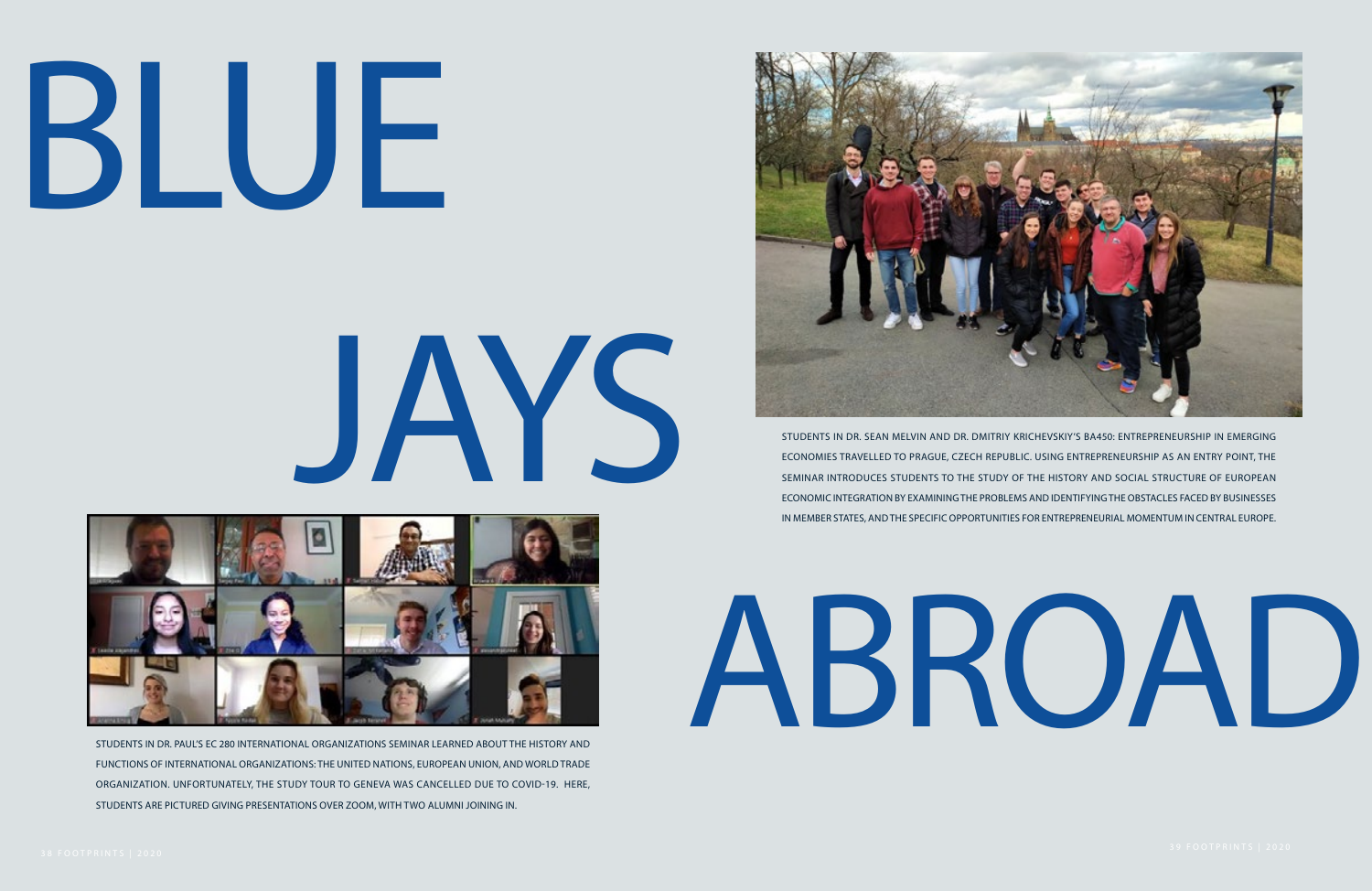# BLUE JAYS ABROAD

STUDENTS IN DR. SEAN MELVIN AND DR. DMITRIY KRICHEVSKIY'S BA450: ENTREPRENEURSHIP IN EMERGING ECONOMIES TRAVELLED TO PRAGUE, CZECH REPUBLIC. USING ENTREPRENEURSHIP AS AN ENTRY POINT, THE SEMINAR INTRODUCES STUDENTS TO THE STUDY OF THE HISTORY AND SOCIAL STRUCTURE OF EUROPEAN ECONOMIC INTEGRATION BY EXAMINING THE PROBLEMS AND IDENTIFYING THE OBSTACLES FACED BY BUSINESSES IN MEMBER STATES, AND THE SPECIFIC OPPORTUNITIES FOR ENTREPRENEURIAL MOMENTUM IN CENTRAL EUROPE.

STUDENTS IN DR. PAUL'S EC 280 INTERNATIONAL ORGANIZATIONS SEMINAR LEARNED ABOUT THE HISTORY AND FUNCTIONS OF INTERNATIONAL ORGANIZATIONS: THE UNITED NATIONS, EUROPEAN UNION, AND WORLD TRADE ORGANIZATION. UNFORTUNATELY, THE STUDY TOUR TO GENEVA WAS CANCELLED DUE TO COVID-19. HERE, STUDENTS ARE PICTURED GIVING PRESENTATIONS OVER ZOOM, WITH TWO ALUMNI JOINING IN.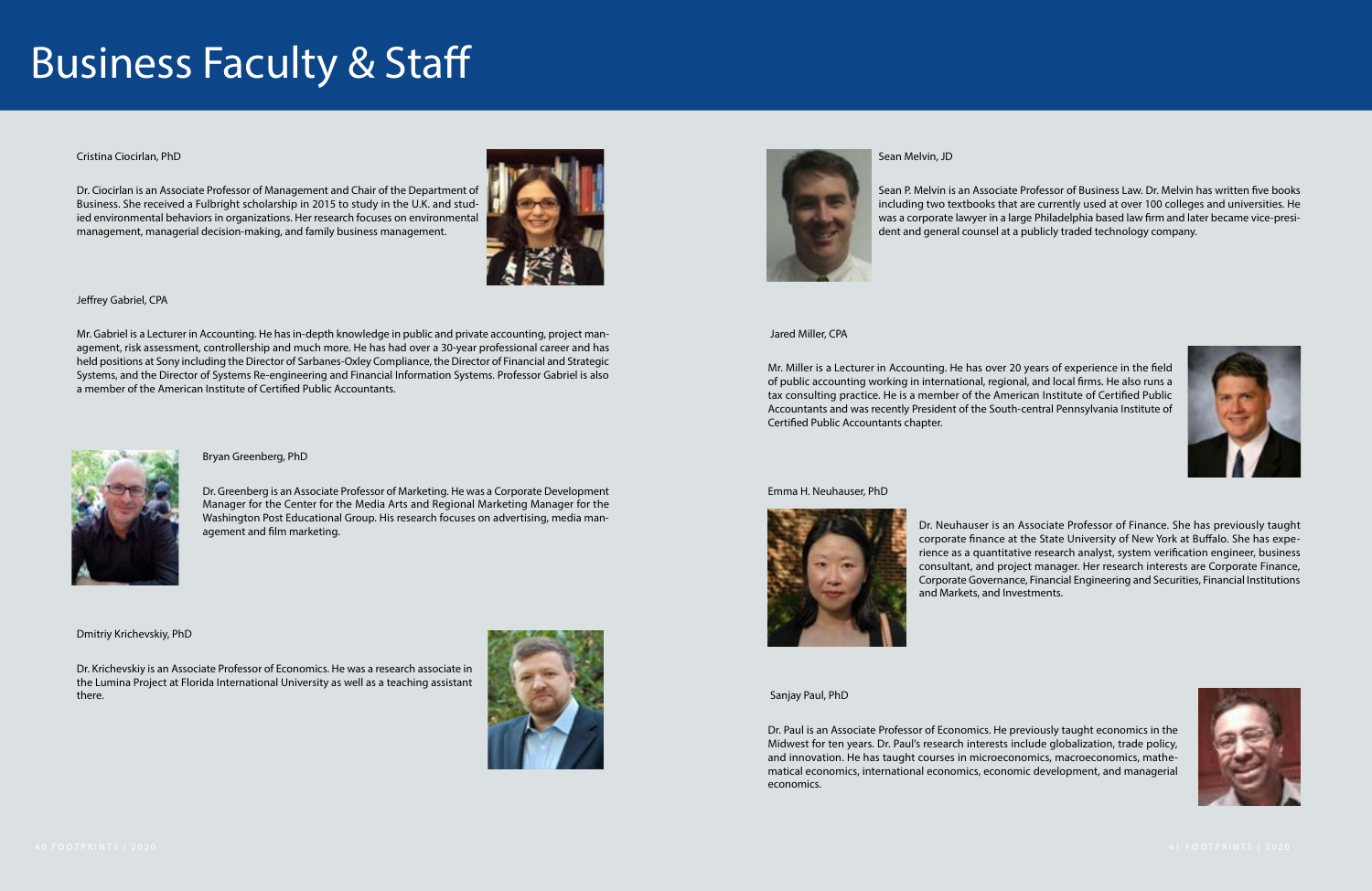# Business Faculty & Staff

Cristina Ciocirlan, PhD

Dr. Ciocirlan is an Associate Professor of Management and Chair of the Department of Business. She received a Fulbright scholarship in 2015 to study in the U.K. and studied environmental behaviors in organizations. Her research focuses on environmental management, managerial decision-making, and family business management.

Jeffrey Gabriel, CPA

Mr. Gabriel is a Lecturer in Accounting. He has in-depth knowledge in public and private accounting, project management, risk assessment, controllership and much more. He has had over a 30-year professional career and has held positions at Sony including the Director of Sarbanes-Oxley Compliance, the Director of Financial and Strategic Systems, and the Director of Systems Re-engineering and Financial Information Systems. Professor Gabriel is also a member of the American Institute of Certified Public Accountants.

Bryan Greenberg, PhD

Dr. Greenberg is an Associate Professor of Marketing. He was a Corporate Development Manager for the Center for the Media Arts and Regional Marketing Manager for the Washington Post Educational Group. His research focuses on advertising, media management and film marketing.

Dmitriy Krichevskiy, PhD

Dr. Krichevskiy is an Associate Professor of Economics. He was a research associate in the Lumina Project at Florida International University as well as a teaching assistant there.

Sean Melvin, JD

Sean P. Melvin is an Associate Professor of Business Law. Dr. Melvin has written five books including two textbooks that are currently used at over 100 colleges and universities. He was a corporate lawyer in a large Philadelphia based law firm and later became vice-president and general counsel at a publicly traded technology company.

Jared Miller, CPA

Mr. Miller is a Lecturer in Accounting. He has over 20 years of experience in the field of public accounting working in international, regional, and local firms. He also runs a tax consulting practice. He is a member of the American Institute of Certified Public Accountants and was recently President of the South-central Pennsylvania Institute of Certified Public Accountants chapter.

Emma H. Neuhauser, PhD

Dr. Neuhauser is an Associate Professor of Finance. She has previously taught corporate finance at the State University of New York at Buffalo. She has experience as a quantitative research analyst, system verification engineer, business consultant, and project manager. Her research interests are Corporate Finance, Corporate Governance, Financial Engineering and Securities, Financial Institutions and Markets, and Investments.

Sanjay Paul, PhD

Dr. Paul is an Associate Professor of Economics. He previously taught economics in the Midwest for ten years. Dr. Paul's research interests include globalization, trade policy, and innovation. He has taught courses in microeconomics, macroeconomics, mathematical economics, international economics, economic development, and managerial economics.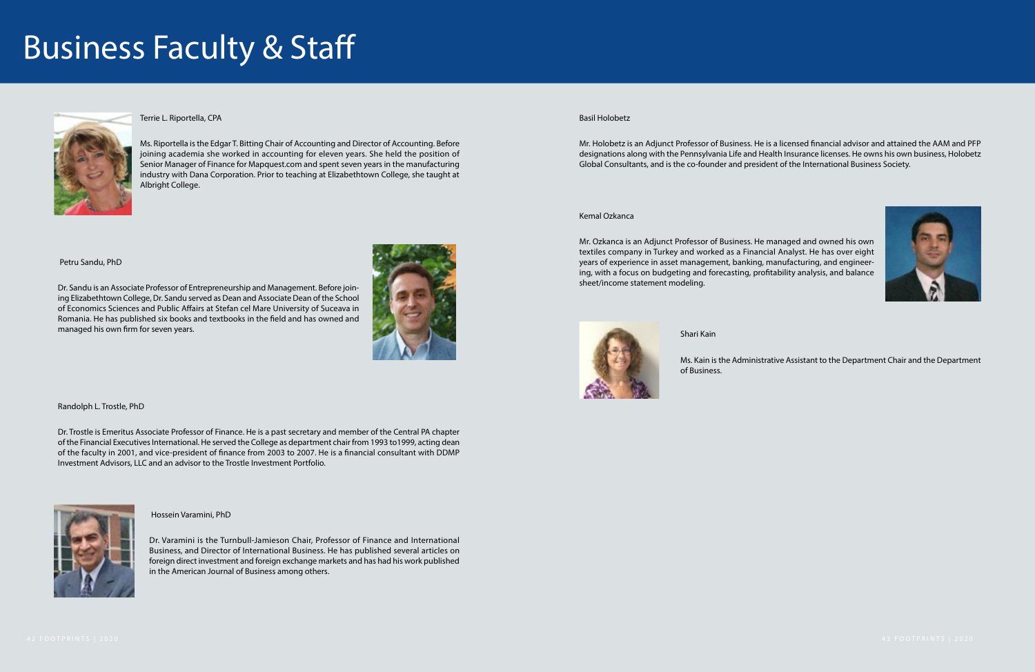# Business Faculty & Staff

Terrie L. Riportella, CPA

Ms. Riportella is the Edgar T. Bitting Chair of Accounting and Director of Accounting. Before joining academia she worked in accounting for eleven years. She held the position of Senior Manager of Finance for Mapquest.com and spent seven years in the manufacturing industry with Dana Corporation. Prior to teaching at Elizabethtown College, she taught at Albright College.

Petru Sandu, PhD

Dr. Sandu is an Associate Professor of Entrepreneurship and Management. Before joining Elizabethtown College, Dr. Sandu served as Dean and Associate Dean of the School of Economics Sciences and Public Affairs at Stefan cel Mare University of Suceava in Romania. He has published six books and textbooks in the field and has owned and managed his own firm for seven years.

Randolph L. Trostle, PhD

Dr. Trostle is Emeritus Associate Professor of Finance. He is a past secretary and member of the Central PA chapter of the Financial Executives International. He served the College as department chair from 1993 to1999, acting dean of the faculty in 2001, and vice-president of finance from 2003 to 2007. He is a financial consultant with DDMP Investment Advisors, LLC and an advisor to the Trostle Investment Portfolio.

Hossein Varamini, PhD

Dr. Varamini is the Turnbull-Jamieson Chair, Professor of Finance and International Business, and Director of International Business. He has published several articles on foreign direct investment and foreign exchange markets and has had his work published in the American Journal of Business among others.

Basil Holobetz

Mr. Holobetz is an Adjunct Professor of Business. He is a licensed financial advisor and attained the AAM and PFP designations along with the Pennsylvania Life and Health Insurance licenses. He owns his own business, Holobetz Global Consultants, and is the co-founder and president of the International Business Society.

Kemal Ozkanca

Mr. Ozkanca is an Adjunct Professor of Business. He managed and owned his own textiles company in Turkey and worked as a Financial Analyst. He has over eight years of experience in asset management, banking, manufacturing, and engineering, with a focus on budgeting and forecasting, profitability analysis, and balance sheet/income statement modeling.

Shari Kain

Ms. Kain is the Administrative Assistant to the Department Chair and the Department of Business.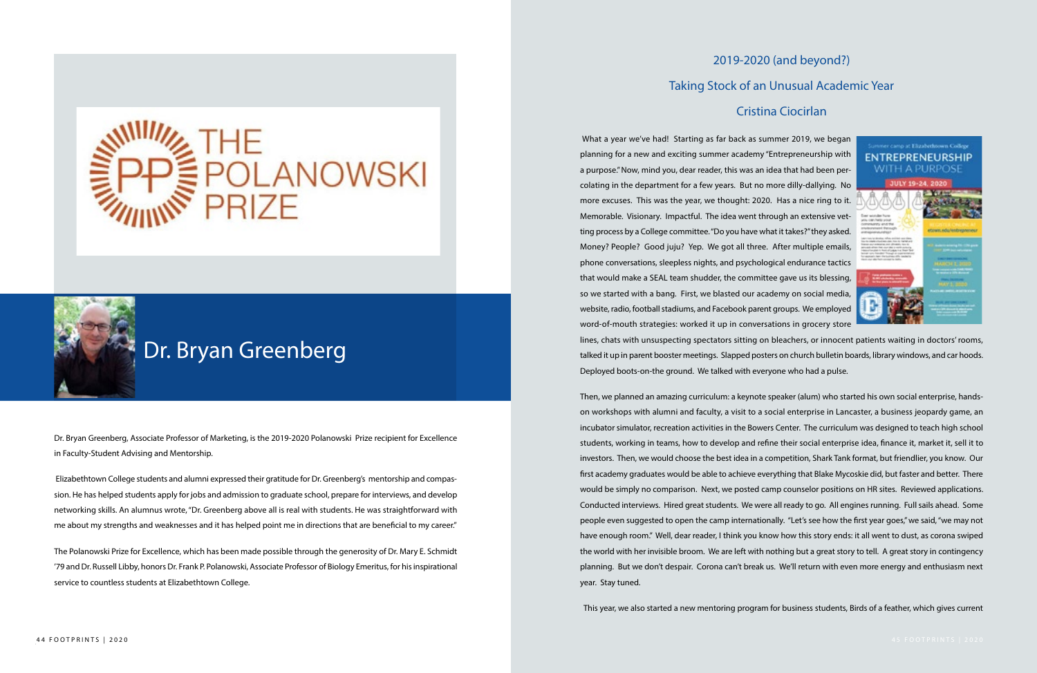THE POLANOWSKI PRIZE

## Dr. Bryan Greenberg

Dr. Bryan Greenberg, Associate Professor of Marketing, is the 2019-2020 Polanowski Prize recipient for Excellence in Faculty-Student Advising and Mentorship.

Elizabethtown College students and alumni expressed their gratitude for Dr. Greenberg's mentorship and compassion. He has helped students apply for jobs and admission to graduate school, prepare for interviews, and develop networking skills. An alumnus wrote, "Dr. Greenberg above all is real with students. He was straightforward with me about my strengths and weaknesses and it has helped point me in directions that are beneficial to my career."

The Polanowski Prize for Excellence, which has been made possible through the generosity of Dr. Mary E. Schmidt '79 and Dr. Russell Libby, honors Dr. Frank P. Polanowski, Associate Professor of Biology Emeritus, for his inspirational service to countless students at Elizabethtown College.

## 2019-2020 (and beyond?)

## Taking Stock of an Unusual Academic Year

### Cristina Ciocirlan

What a year we've had! Starting as far back as summer 2019, we began planning for a new and exciting summer academy "Entrepreneurship with a purpose." Now, mind you, dear reader, this was an idea that had been percolating in the department for a few years. But no more dilly-dallying. No more excuses. This was the year, we thought: 2020. Has a nice ring to it. Memorable. Visionary. Impactful. The idea went through an extensive vetting process by a College committee. "Do you have what it takes?" they asked. Money? People? Good juju? Yep. We got all three. After multiple emails, phone conversations, sleepless nights, and psychological endurance tactics that would make a SEAL team shudder, the committee gave us its blessing, so we started with a bang. First, we blasted our academy on social media, website, radio, football stadiums, and Facebook parent groups. We employed word-of-mouth strategies: worked it up in conversations in grocery store lines, chats with unsuspecting spectators sitting on bleachers, or innocent patients waiting in doctors' rooms, talked it up in parent booster meetings. Slapped posters on church bulletin boards, library windows, and car hoods. Deployed boots-on-the ground. We talked with everyone who had a pulse.

Summer camp at Elizabethtown College
ENTREPRENEURSHIP WITH A PURPOSE
JULY 19-24, 2020

Then, we planned an amazing curriculum: a keynote speaker (alum) who started his own social enterprise, hands-on workshops with alumni and faculty, a visit to a social enterprise in Lancaster, a business jeopardy game, an incubator simulator, recreation activities in the Bowers Center. The curriculum was designed to teach high school students, working in teams, how to develop and refine their social enterprise idea, finance it, market it, sell it to investors. Then, we would choose the best idea in a competition, Shark Tank format, but friendlier, you know. Our first academy graduates would be able to achieve everything that Blake Mycoskie did, but faster and better. There would be simply no comparison. Next, we posted camp counselor positions on HR sites. Reviewed applications. Conducted interviews. Hired great students. We were all ready to go. All engines running. Full sails ahead. Some people even suggested to open the camp internationally. "Let's see how the first year goes," we said, "we may not have enough room." Well, dear reader, I think you know how this story ends: it all went to dust, as corona swiped the world with her invisible broom. We are left with nothing but a great story to tell. A great story in contingency planning. But we don't despair. Corona can't break us. We'll return with even more energy and enthusiasm next year. Stay tuned.

This year, we also started a new mentoring program for business students, Birds of a feather, which gives current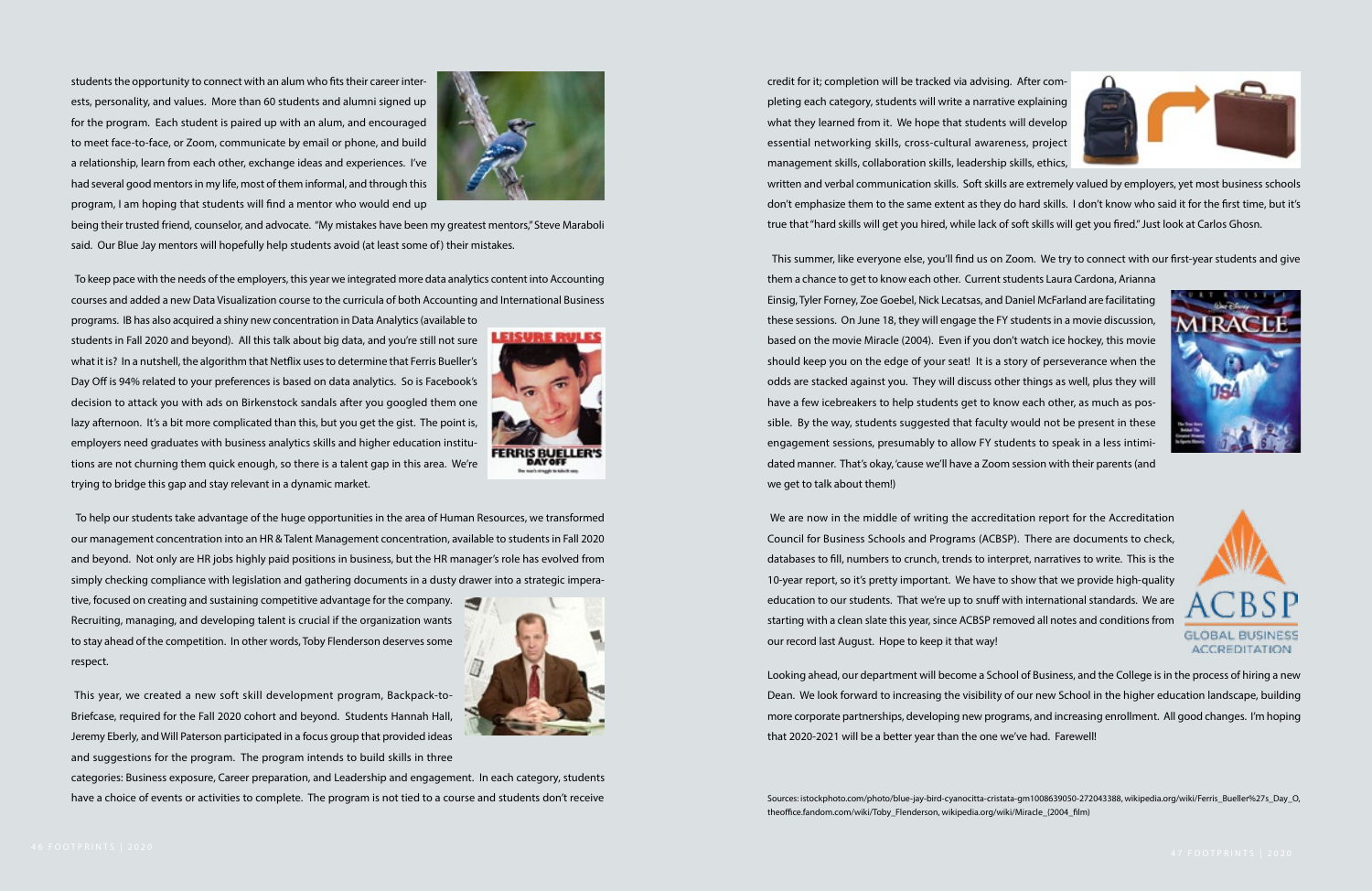students the opportunity to connect with an alum who fits their career interests, personality, and values. More than 60 students and alumni signed up for the program. Each student is paired up with an alum, and encouraged to meet face-to-face, or Zoom, communicate by email or phone, and build a relationship, learn from each other, exchange ideas and experiences. I've had several good mentors in my life, most of them informal, and through this program, I am hoping that students will find a mentor who would end up being their trusted friend, counselor, and advocate. "My mistakes have been my greatest mentors," Steve Maraboli said. Our Blue Jay mentors will hopefully help students avoid (at least some of) their mistakes.

To keep pace with the needs of the employers, this year we integrated more data analytics content into Accounting courses and added a new Data Visualization course to the curricula of both Accounting and International Business programs. IB has also acquired a shiny new concentration in Data Analytics (available to students in Fall 2020 and beyond). All this talk about big data, and you're still not sure what it is? In a nutshell, the algorithm that Netflix uses to determine that Ferris Bueller's Day Off is 94% related to your preferences is based on data analytics. So is Facebook's decision to attack you with ads on Birkenstock sandals after you googled them one lazy afternoon. It's a bit more complicated than this, but you get the gist. The point is, employers need graduates with business analytics skills and higher education institutions are not churning them quick enough, so there is a talent gap in this area. We're trying to bridge this gap and stay relevant in a dynamic market.

To help our students take advantage of the huge opportunities in the area of Human Resources, we transformed our management concentration into an HR & Talent Management concentration, available to students in Fall 2020 and beyond. Not only are HR jobs highly paid positions in business, but the HR manager's role has evolved from simply checking compliance with legislation and gathering documents in a dusty drawer into a strategic imperative, focused on creating and sustaining competitive advantage for the company. Recruiting, managing, and developing talent is crucial if the organization wants to stay ahead of the competition. In other words, Toby Flenderson deserves some respect.

This year, we created a new soft skill development program, Backpack-to-Briefcase, required for the Fall 2020 cohort and beyond. Students Hannah Hall, Jeremy Eberly, and Will Paterson participated in a focus group that provided ideas and suggestions for the program. The program intends to build skills in three categories: Business exposure, Career preparation, and Leadership and engagement. In each category, students have a choice of events or activities to complete. The program is not tied to a course and students don't receive credit for it; completion will be tracked via advising. After completing each category, students will write a narrative explaining what they learned from it. We hope that students will develop essential networking skills, cross-cultural awareness, project management skills, collaboration skills, leadership skills, ethics, written and verbal communication skills. Soft skills are extremely valued by employers, yet most business schools don't emphasize them to the same extent as they do hard skills. I don't know who said it for the first time, but it's true that "hard skills will get you hired, while lack of soft skills will get you fired." Just look at Carlos Ghosn.

This summer, like everyone else, you'll find us on Zoom. We try to connect with our first-year students and give them a chance to get to know each other. Current students Laura Cardona, Arianna Einsig, Tyler Forney, Zoe Goebel, Nick Lecatsas, and Daniel McFarland are facilitating these sessions. On June 18, they will engage the FY students in a movie discussion, based on the movie Miracle (2004). Even if you don't watch ice hockey, this movie should keep you on the edge of your seat! It is a story of perseverance when the odds are stacked against you. They will discuss other things as well, plus they will have a few icebreakers to help students get to know each other, as much as possible. By the way, students suggested that faculty would not be present in these engagement sessions, presumably to allow FY students to speak in a less intimidated manner. That's okay, 'cause we'll have a Zoom session with their parents (and we get to talk about them!)

We are now in the middle of writing the accreditation report for the Accreditation Council for Business Schools and Programs (ACBSP). There are documents to check, databases to fill, numbers to crunch, trends to interpret, narratives to write. This is the 10-year report, so it's pretty important. We have to show that we provide high-quality education to our students. That we're up to snuff with international standards. We are starting with a clean slate this year, since ACBSP removed all notes and conditions from our record last August. Hope to keep it that way!

Looking ahead, our department will become a School of Business, and the College is in the process of hiring a new Dean. We look forward to increasing the visibility of our new School in the higher education landscape, building more corporate partnerships, developing new programs, and increasing enrollment. All good changes. I'm hoping that 2020-2021 will be a better year than the one we've had. Farewell!

Sources: istockphoto.com/photo/blue-jay-bird-cyanocitta-cristata-gm1008639050-272043388, wikipedia.org/wiki/Ferris_Bueller%27s_Day_O, theoffice.fandom.com/wiki/Toby_Flenderson, wikipedia.org/wiki/Miracle_(2004_film)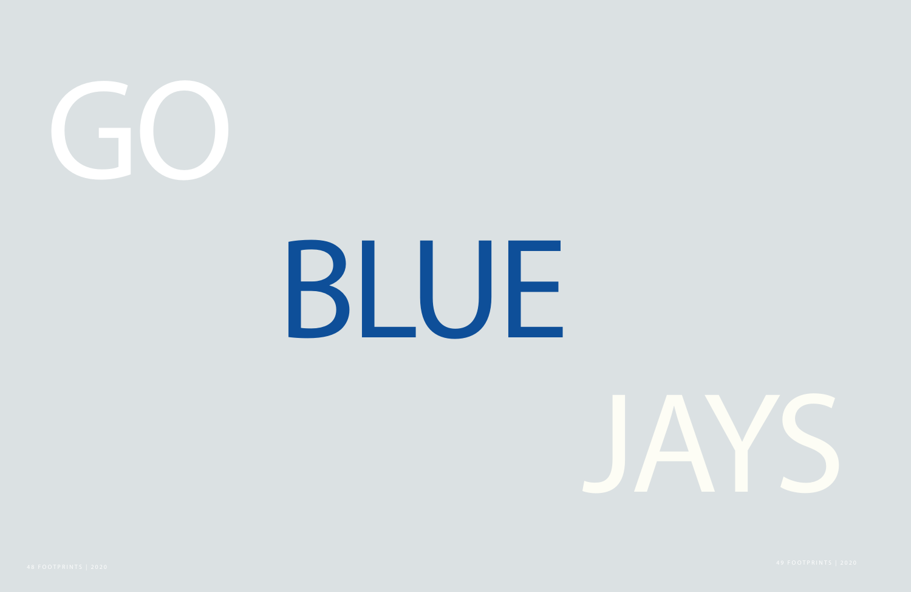GO

BLUE

JAYS